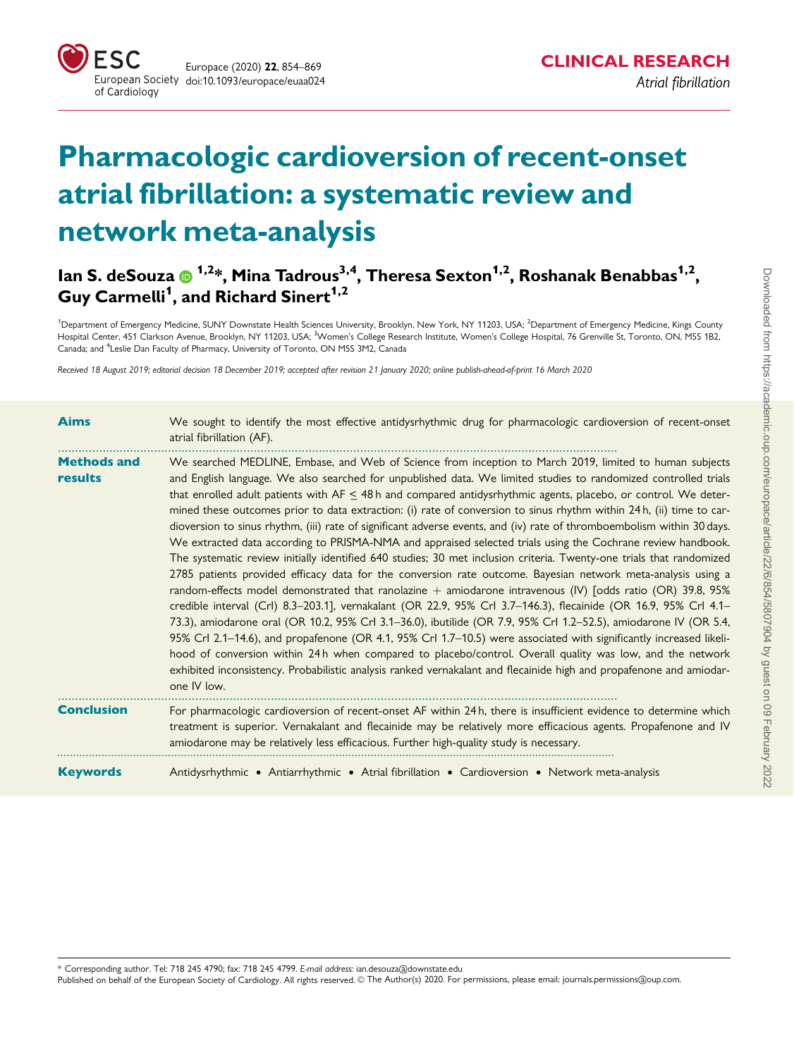CLINICAL RESEARCH
*Atrial fibrillation*

# Pharmacologic cardioversion of recent-onset atrial fibrillation: a systematic review and network meta-analysis

**Ian S. deSouza [1,2]*, Mina Tadrous [3,4], Theresa Sexton [1,2], Roshanak Benabbas [1,2], Guy Carmelli [1], and Richard Sinert [1,2]**

[1]Department of Emergency Medicine, SUNY Downstate Health Sciences University, Brooklyn, New York, NY 11203, USA; [2]Department of Emergency Medicine, Kings County Hospital Center, 451 Clarkson Avenue, Brooklyn, NY 11203, USA; [3]Women's College Research Institute, Women's College Hospital, 76 Grenville St, Toronto, ON, M5S 1B2, Canada; and [4]Leslie Dan Faculty of Pharmacy, University of Toronto, ON M5S 3M2, Canada

*Received 18 August 2019; editorial decision 18 December 2019; accepted after revision 21 January 2020; online publish-ahead-of-print 16 March 2020*

**Aims**

We sought to identify the most effective antidysrhythmic drug for pharmacologic cardioversion of recent-onset atrial fibrillation (AF).

**Methods and results**

We searched MEDLINE, Embase, and Web of Science from inception to March 2019, limited to human subjects and English language. We also searched for unpublished data. We limited studies to randomized controlled trials that enrolled adult patients with AF ≤ 48 h and compared antidysrhythmic agents, placebo, or control. We determined these outcomes prior to data extraction: (i) rate of conversion to sinus rhythm within 24 h, (ii) time to cardioversion to sinus rhythm, (iii) rate of significant adverse events, and (iv) rate of thromboembolism within 30 days. We extracted data according to PRISMA-NMA and appraised selected trials using the Cochrane review handbook. The systematic review initially identified 640 studies; 30 met inclusion criteria. Twenty-one trials that randomized 2785 patients provided efficacy data for the conversion rate outcome. Bayesian network meta-analysis using a random-effects model demonstrated that ranolazine + amiodarone intravenous (IV) [odds ratio (OR) 39.8, 95% credible interval (CrI) 8.3–203.1], vernakalant (OR 22.9, 95% CrI 3.7–146.3), flecainide (OR 16.9, 95% CrI 4.1–73.3), amiodarone oral (OR 10.2, 95% CrI 3.1–36.0), ibutilide (OR 7.9, 95% CrI 1.2–52.5), amiodarone IV (OR 5.4, 95% CrI 2.1–14.6), and propafenone (OR 4.1, 95% CrI 1.7–10.5) were associated with significantly increased likelihood of conversion within 24 h when compared to placebo/control. Overall quality was low, and the network exhibited inconsistency. Probabilistic analysis ranked vernakalant and flecainide high and propafenone and amiodarone IV low.

**Conclusion**

For pharmacologic cardioversion of recent-onset AF within 24 h, there is insufficient evidence to determine which treatment is superior. Vernakalant and flecainide may be relatively more efficacious agents. Propafenone and IV amiodarone may be relatively less efficacious. Further high-quality study is necessary.

**Keywords**

Antidysrhythmic • Antiarrhythmic • Atrial fibrillation • Cardioversion • Network meta-analysis

* Corresponding author. Tel: 718 245 4790; fax: 718 245 4799. *E-mail address:* ian.desouza@downstate.edu
Published on behalf of the European Society of Cardiology. All rights reserved. © The Author(s) 2020. For permissions, please email: journals.permissions@oup.com.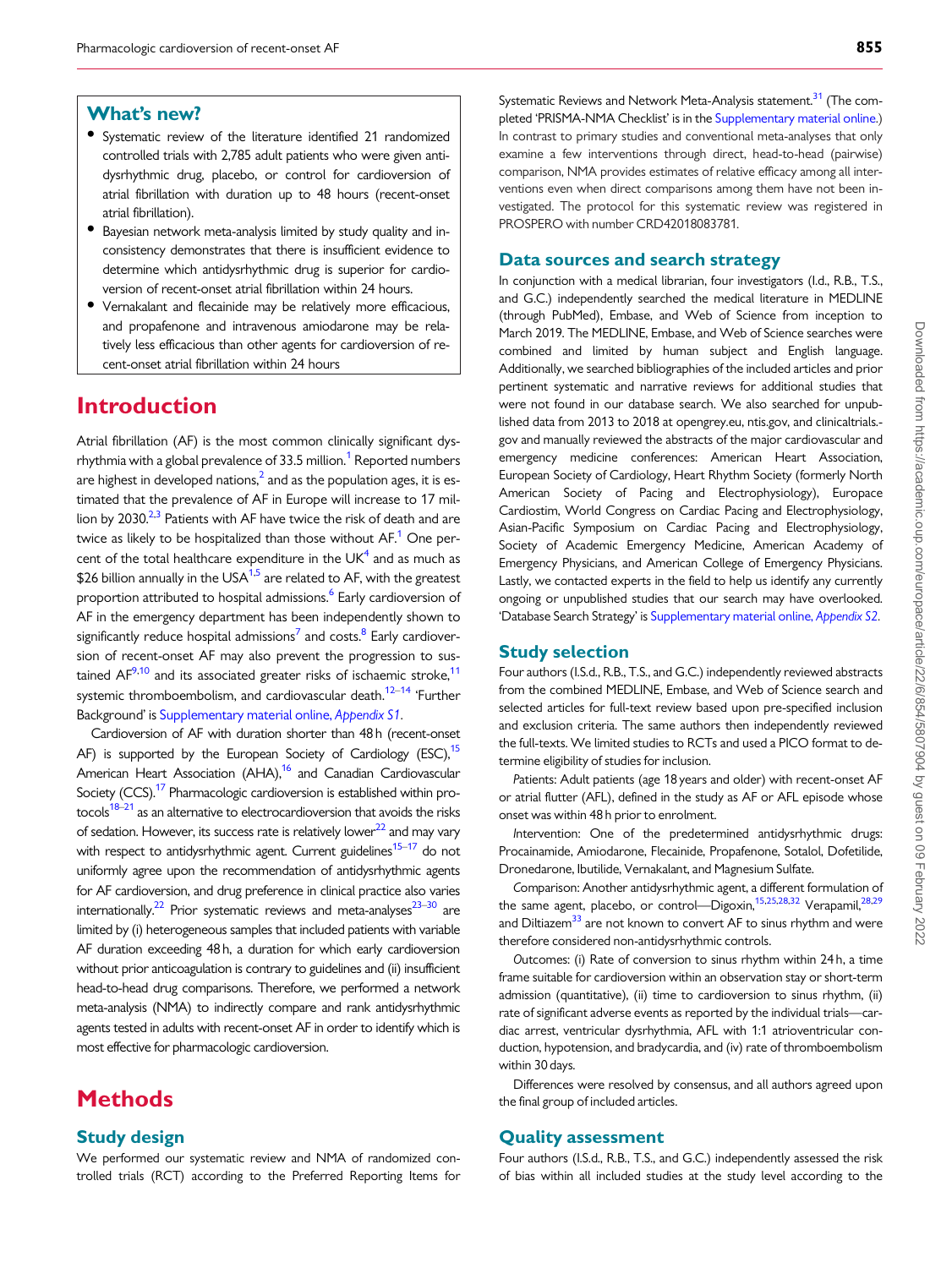## What's new?

- Systematic review of the literature identified 21 randomized controlled trials with 2,785 adult patients who were given antidysrhythmic drug, placebo, or control for cardioversion of atrial fibrillation with duration up to 48 hours (recent-onset atrial fibrillation).
- Bayesian network meta-analysis limited by study quality and inconsistency demonstrates that there is insufficient evidence to determine which antidysrhythmic drug is superior for cardioversion of recent-onset atrial fibrillation within 24 hours.
- Vernakalant and flecainide may be relatively more efficacious, and propafenone and intravenous amiodarone may be relatively less efficacious than other agents for cardioversion of recent-onset atrial fibrillation within 24 hours

# Introduction

Atrial fibrillation (AF) is the most common clinically significant dysrhythmia with a global prevalence of 33.5 million.[1] Reported numbers are highest in developed nations,[2] and as the population ages, it is estimated that the prevalence of AF in Europe will increase to 17 million by 2030.[2,3] Patients with AF have twice the risk of death and are twice as likely to be hospitalized than those without AF.[1] One percent of the total healthcare expenditure in the UK[4] and as much as $26 billion annually in the USA[1,5] are related to AF, with the greatest proportion attributed to hospital admissions.[6] Early cardioversion of AF in the emergency department has been independently shown to significantly reduce hospital admissions[7] and costs.[8] Early cardioversion of recent-onset AF may also prevent the progression to sustained AF[9,10] and its associated greater risks of ischaemic stroke,[11] systemic thromboembolism, and cardiovascular death.[12–14] 'Further Background' is Supplementary material online, *Appendix S1*.

Cardioversion of AF with duration shorter than 48 h (recent-onset AF) is supported by the European Society of Cardiology (ESC),[15] American Heart Association (AHA),[16] and Canadian Cardiovascular Society (CCS).[17] Pharmacologic cardioversion is established within protocols[18–21] as an alternative to electrocardioversion that avoids the risks of sedation. However, its success rate is relatively lower[22] and may vary with respect to antidysrhythmic agent. Current guidelines[15–17] do not uniformly agree upon the recommendation of antidysrhythmic agents for AF cardioversion, and drug preference in clinical practice also varies internationally.[22] Prior systematic reviews and meta-analyses[23–30] are limited by (i) heterogeneous samples that included patients with variable AF duration exceeding 48 h, a duration for which early cardioversion without prior anticoagulation is contrary to guidelines and (ii) insufficient head-to-head drug comparisons. Therefore, we performed a network meta-analysis (NMA) to indirectly compare and rank antidysrhythmic agents tested in adults with recent-onset AF in order to identify which is most effective for pharmacologic cardioversion.

# Methods

## Study design

We performed our systematic review and NMA of randomized controlled trials (RCT) according to the Preferred Reporting Items for Systematic Reviews and Network Meta-Analysis statement.[31] (The completed 'PRISMA-NMA Checklist' is in the Supplementary material online.) In contrast to primary studies and conventional meta-analyses that only examine a few interventions through direct, head-to-head (pairwise) comparison, NMA provides estimates of relative efficacy among all interventions even when direct comparisons among them have not been investigated. The protocol for this systematic review was registered in PROSPERO with number CRD42018083781.

## Data sources and search strategy

In conjunction with a medical librarian, four investigators (I.d., R.B., T.S., and G.C.) independently searched the medical literature in MEDLINE (through PubMed), Embase, and Web of Science from inception to March 2019. The MEDLINE, Embase, and Web of Science searches were combined and limited by human subject and English language. Additionally, we searched bibliographies of the included articles and prior pertinent systematic and narrative reviews for additional studies that were not found in our database search. We also searched for unpublished data from 2013 to 2018 at opengrey.eu, ntis.gov, and clinicaltrials.gov and manually reviewed the abstracts of the major cardiovascular and emergency medicine conferences: American Heart Association, European Society of Cardiology, Heart Rhythm Society (formerly North American Society of Pacing and Electrophysiology), Europace Cardiostim, World Congress on Cardiac Pacing and Electrophysiology, Asian-Pacific Symposium on Cardiac Pacing and Electrophysiology, Society of Academic Emergency Medicine, American Academy of Emergency Physicians, and American College of Emergency Physicians. Lastly, we contacted experts in the field to help us identify any currently ongoing or unpublished studies that our search may have overlooked. 'Database Search Strategy' is Supplementary material online, *Appendix S2*.

## Study selection

Four authors (I.S.d., R.B., T.S., and G.C.) independently reviewed abstracts from the combined MEDLINE, Embase, and Web of Science search and selected articles for full-text review based upon pre-specified inclusion and exclusion criteria. The same authors then independently reviewed the full-texts. We limited studies to RCTs and used a PICO format to determine eligibility of studies for inclusion.

*P*atients: Adult patients (age 18 years and older) with recent-onset AF or atrial flutter (AFL), defined in the study as AF or AFL episode whose onset was within 48 h prior to enrolment.

*I*ntervention: One of the predetermined antidysrhythmic drugs: Procainamide, Amiodarone, Flecainide, Propafenone, Sotalol, Dofetilide, Dronedarone, Ibutilide, Vernakalant, and Magnesium Sulfate.

*C*omparison: Another antidysrhythmic agent, a different formulation of the same agent, placebo, or control—Digoxin,[15,25,28,32] Verapamil,[28,29] and Diltiazem[33] are not known to convert AF to sinus rhythm and were therefore considered non-antidysrhythmic controls.

*O*utcomes: (i) Rate of conversion to sinus rhythm within 24 h, a time frame suitable for cardioversion within an observation stay or short-term admission (quantitative), (ii) time to cardioversion to sinus rhythm, (ii) rate of significant adverse events as reported by the individual trials—cardiac arrest, ventricular dysrhythmia, AFL with 1:1 atrioventricular conduction, hypotension, and bradycardia, and (iv) rate of thromboembolism within 30 days.

Differences were resolved by consensus, and all authors agreed upon the final group of included articles.

## Quality assessment

Four authors (I.S.d., R.B., T.S., and G.C.) independently assessed the risk of bias within all included studies at the study level according to the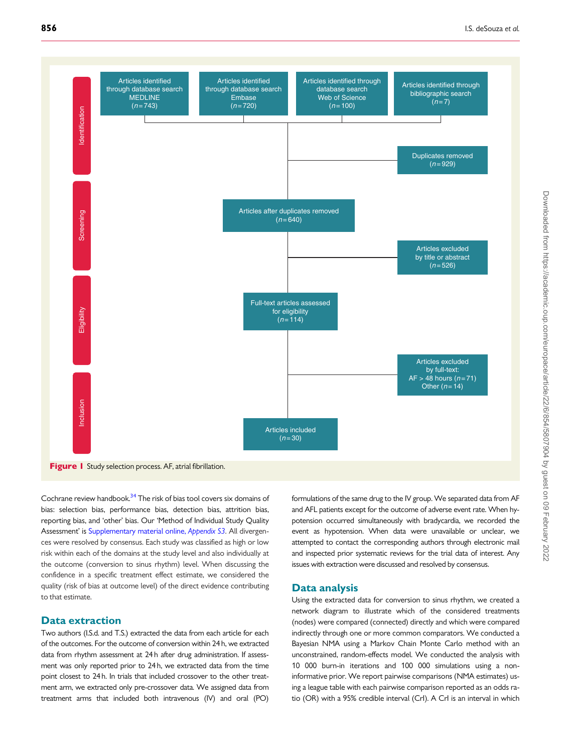Identification

Articles identified through database search MEDLINE (*n* = 743)

Articles identified through database search Embase (*n* = 720)

Articles identified through database search Web of Science (*n* = 100)

Articles identified through bibliographic search (*n* = 7)

Duplicates removed (*n* = 929)

Screening

Articles after duplicates removed (*n* = 640)

Articles excluded by title or abstract (*n* = 526)

Eligibility

Full-text articles assessed for eligibility (*n* = 114)

Articles excluded by full-text: AF > 48 hours (*n* = 71) Other (*n* = 14)

Inclusion

Articles included (*n* = 30)

**Figure 1** Study selection process. AF, atrial fibrillation.

Cochrane review handbook.[34] The risk of bias tool covers six domains of bias: selection bias, performance bias, detection bias, attrition bias, reporting bias, and 'other' bias. Our 'Method of Individual Study Quality Assessment' is Supplementary material online, *Appendix S3*. All divergences were resolved by consensus. Each study was classified as high or low risk within each of the domains at the study level and also individually at the outcome (conversion to sinus rhythm) level. When discussing the confidence in a specific treatment effect estimate, we considered the quality (risk of bias at outcome level) of the direct evidence contributing to that estimate.

## Data extraction

Two authors (I.S.d. and T.S.) extracted the data from each article for each of the outcomes. For the outcome of conversion within 24 h, we extracted data from rhythm assessment at 24 h after drug administration. If assessment was only reported prior to 24 h, we extracted data from the time point closest to 24 h. In trials that included crossover to the other treatment arm, we extracted only pre-crossover data. We assigned data from treatment arms that included both intravenous (IV) and oral (PO) formulations of the same drug to the IV group. We separated data from AF and AFL patients except for the outcome of adverse event rate. When hypotension occurred simultaneously with bradycardia, we recorded the event as hypotension. When data were unavailable or unclear, we attempted to contact the corresponding authors through electronic mail and inspected prior systematic reviews for the trial data of interest. Any issues with extraction were discussed and resolved by consensus.

## Data analysis

Using the extracted data for conversion to sinus rhythm, we created a network diagram to illustrate which of the considered treatments (nodes) were compared (connected) directly and which were compared indirectly through one or more common comparators. We conducted a Bayesian NMA using a Markov Chain Monte Carlo method with an unconstrained, random-effects model. We conducted the analysis with 10 000 burn-in iterations and 100 000 simulations using a non-informative prior. We report pairwise comparisons (NMA estimates) using a league table with each pairwise comparison reported as an odds ratio (OR) with a 95% credible interval (CrI). A CrI is an interval in which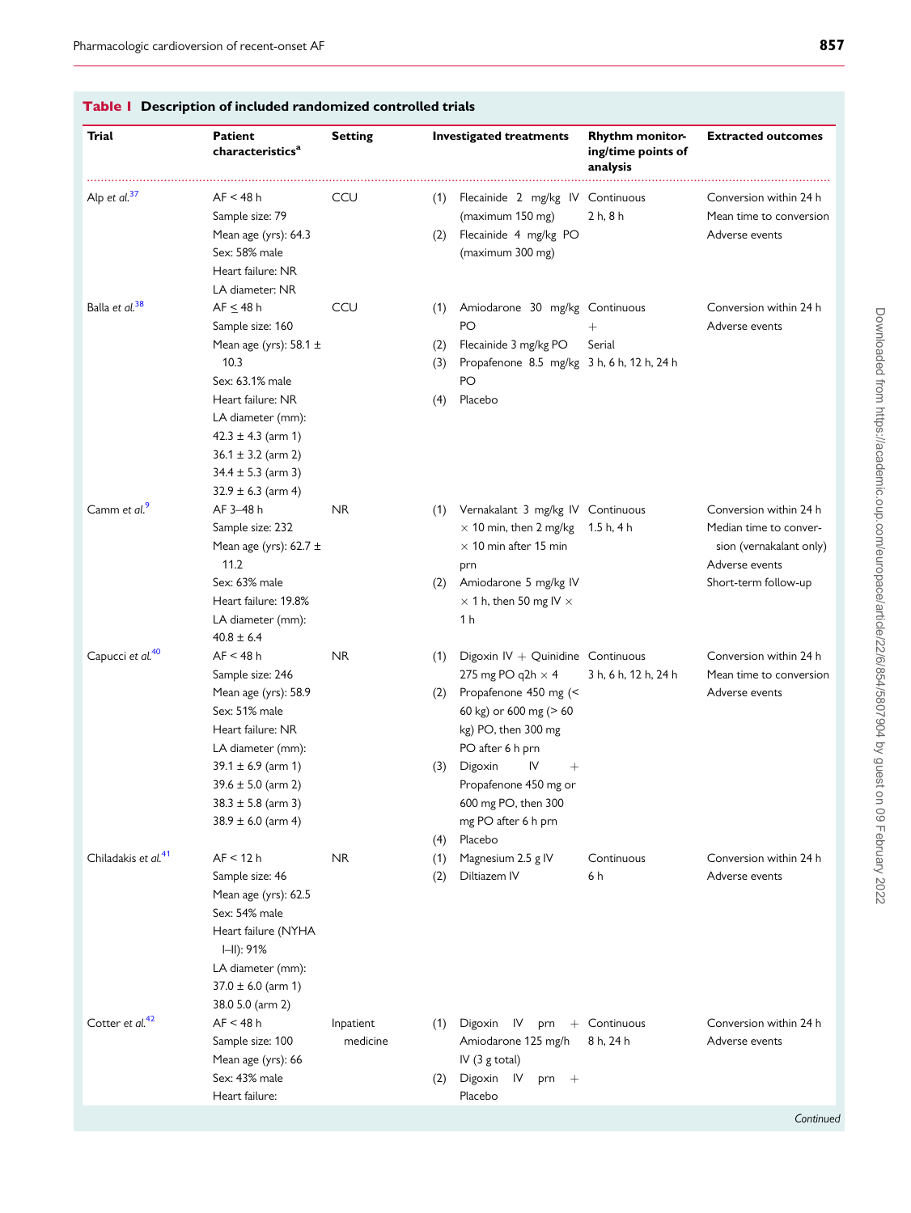**Table 1 Description of included randomized controlled trials**

| Trial | Patient characteristics[a] | Setting | Investigated treatments | Rhythm monitoring/time points of analysis | Extracted outcomes |
|---|---|---|---|---|---|
| Alp *et al.*[37] | AF < 48 h<br>Sample size: 79<br>Mean age (yrs): 64.3<br>Sex: 58% male<br>Heart failure: NR<br>LA diameter: NR | CCU | (1) Flecainide 2 mg/kg IV (maximum 150 mg)<br>(2) Flecainide 4 mg/kg PO (maximum 300 mg) | Continuous<br>2 h, 8 h | Conversion within 24 h<br>Mean time to conversion<br>Adverse events |
| Balla *et al.*[38] | AF ≤ 48 h<br>Sample size: 160<br>Mean age (yrs): 58.1 ± 10.3<br>Sex: 63.1% male<br>Heart failure: NR<br>LA diameter (mm):<br>42.3 ± 4.3 (arm 1)<br>36.1 ± 3.2 (arm 2)<br>34.4 ± 5.3 (arm 3)<br>32.9 ± 6.3 (arm 4) | CCU | (1) Amiodarone 30 mg/kg PO<br>(2) Flecainide 3 mg/kg PO<br>(3) Propafenone 8.5 mg/kg PO<br>(4) Placebo | Continuous<br>+<br>Serial<br>3 h, 6 h, 12 h, 24 h | Conversion within 24 h<br>Adverse events |
| Camm *et al.*[9] | AF 3–48 h<br>Sample size: 232<br>Mean age (yrs): 62.7 ± 11.2<br>Sex: 63% male<br>Heart failure: 19.8%<br>LA diameter (mm):<br>40.8 ± 6.4 | NR | (1) Vernakalant 3 mg/kg IV × 10 min, then 2 mg/kg × 10 min after 15 min prn<br>(2) Amiodarone 5 mg/kg IV × 1 h, then 50 mg IV × 1 h | Continuous<br>1.5 h, 4 h | Conversion within 24 h<br>Median time to conversion (vernakalant only)<br>Adverse events<br>Short-term follow-up |
| Capucci *et al.*[40] | AF < 48 h<br>Sample size: 246<br>Mean age (yrs): 58.9<br>Sex: 51% male<br>Heart failure: NR<br>LA diameter (mm):<br>39.1 ± 6.9 (arm 1)<br>39.6 ± 5.0 (arm 2)<br>38.3 ± 5.8 (arm 3)<br>38.9 ± 6.0 (arm 4) | NR | (1) Digoxin IV + Quinidine 275 mg PO q2h × 4<br>(2) Propafenone 450 mg (< 60 kg) or 600 mg (> 60 kg) PO, then 300 mg PO after 6 h prn<br>(3) Digoxin IV + Propafenone 450 mg or 600 mg PO, then 300 mg PO after 6 h prn<br>(4) Placebo | Continuous<br>3 h, 6 h, 12 h, 24 h | Conversion within 24 h<br>Mean time to conversion<br>Adverse events |
| Chiladakis *et al.*[41] | AF < 12 h<br>Sample size: 46<br>Mean age (yrs): 62.5<br>Sex: 54% male<br>Heart failure (NYHA I–II): 91%<br>LA diameter (mm):<br>37.0 ± 6.0 (arm 1)<br>38.0 5.0 (arm 2) | NR | (1) Magnesium 2.5 g IV<br>(2) Diltiazem IV | Continuous<br>6 h | Conversion within 24 h<br>Adverse events |
| Cotter *et al.*[42] | AF < 48 h<br>Sample size: 100<br>Mean age (yrs): 66<br>Sex: 43% male<br>Heart failure: | Inpatient medicine | (1) Digoxin IV prn + Amiodarone 125 mg/h IV (3 g total)<br>(2) Digoxin IV prn + Placebo | Continuous<br>8 h, 24 h | Conversion within 24 h<br>Adverse events |

*Continued*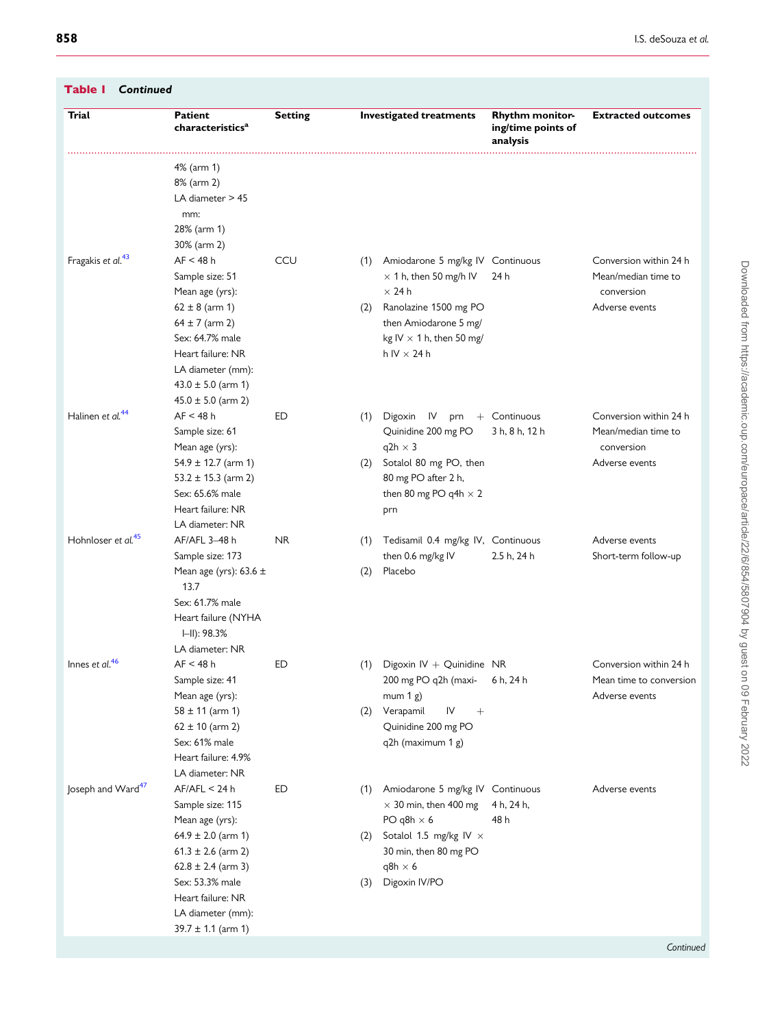**Table 1** *Continued*

| Trial | Patient characteristics[a] | Setting | Investigated treatments | Rhythm monitoring/time points of analysis | Extracted outcomes |
|---|---|---|---|---|---|
| | 4% (arm 1)<br>8% (arm 2)<br>LA diameter > 45 mm:<br>28% (arm 1)<br>30% (arm 2) | | | | |
| Fragakis *et al.*[43] | AF < 48 h<br>Sample size: 51<br>Mean age (yrs):<br>62 ± 8 (arm 1)<br>64 ± 7 (arm 2)<br>Sex: 64.7% male<br>Heart failure: NR<br>LA diameter (mm):<br>43.0 ± 5.0 (arm 1)<br>45.0 ± 5.0 (arm 2) | CCU | (1) Amiodarone 5 mg/kg IV × 1 h, then 50 mg/h IV × 24 h<br>(2) Ranolazine 1500 mg PO then Amiodarone 5 mg/kg IV × 1 h, then 50 mg/h IV × 24 h | Continuous<br>24 h | Conversion within 24 h<br>Mean/median time to conversion<br>Adverse events |
| Halinen *et al.*[44] | AF < 48 h<br>Sample size: 61<br>Mean age (yrs):<br>54.9 ± 12.7 (arm 1)<br>53.2 ± 15.3 (arm 2)<br>Sex: 65.6% male<br>Heart failure: NR<br>LA diameter: NR | ED | (1) Digoxin IV prn + Quinidine 200 mg PO q2h × 3<br>(2) Sotalol 80 mg PO, then 80 mg PO after 2 h, then 80 mg PO q4h × 2 prn | Continuous<br>3 h, 8 h, 12 h | Conversion within 24 h<br>Mean/median time to conversion<br>Adverse events |
| Hohnloser *et al.*[45] | AF/AFL 3–48 h<br>Sample size: 173<br>Mean age (yrs): 63.6 ± 13.7<br>Sex: 61.7% male<br>Heart failure (NYHA I–II): 98.3%<br>LA diameter: NR | NR | (1) Tedisamil 0.4 mg/kg IV, then 0.6 mg/kg IV<br>(2) Placebo | Continuous<br>2.5 h, 24 h | Adverse events<br>Short-term follow-up |
| Innes *et al.*[46] | AF < 48 h<br>Sample size: 41<br>Mean age (yrs):<br>58 ± 11 (arm 1)<br>62 ± 10 (arm 2)<br>Sex: 61% male<br>Heart failure: 4.9%<br>LA diameter: NR | ED | (1) Digoxin IV + Quinidine 200 mg PO q2h (maximum 1 g)<br>(2) Verapamil IV + Quinidine 200 mg PO q2h (maximum 1 g) | NR<br>6 h, 24 h | Conversion within 24 h<br>Mean time to conversion<br>Adverse events |
| Joseph and Ward[47] | AF/AFL < 24 h<br>Sample size: 115<br>Mean age (yrs):<br>64.9 ± 2.0 (arm 1)<br>61.3 ± 2.6 (arm 2)<br>62.8 ± 2.4 (arm 3)<br>Sex: 53.3% male<br>Heart failure: NR<br>LA diameter (mm):<br>39.7 ± 1.1 (arm 1) | ED | (1) Amiodarone 5 mg/kg IV × 30 min, then 400 mg PO q8h × 6<br>(2) Sotalol 1.5 mg/kg IV × 30 min, then 80 mg PO q8h × 6<br>(3) Digoxin IV/PO | Continuous<br>4 h, 24 h, 48 h | Adverse events |

*Continued*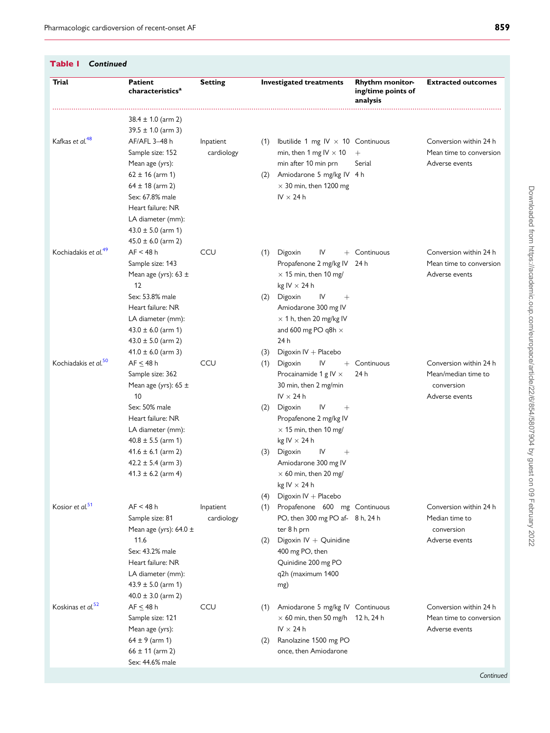**Table 1** *Continued*

| Trial | Patient characteristics[a] | Setting | Investigated treatments | Rhythm monitoring/time points of analysis | Extracted outcomes |
|---|---|---|---|---|---|
| | 38.4 ± 1.0 (arm 2)<br>39.5 ± 1.0 (arm 3) | | | | |
| Kafkas *et al.*[48] | AF/AFL 3–48 h<br>Sample size: 152<br>Mean age (yrs):<br>62 ± 16 (arm 1)<br>64 ± 18 (arm 2)<br>Sex: 67.8% male<br>Heart failure: NR<br>LA diameter (mm):<br>43.0 ± 5.0 (arm 1)<br>45.0 ± 6.0 (arm 2) | Inpatient cardiology | (1) Ibutilide 1 mg IV × 10 min, then 1 mg IV × 10 min after 10 min prn<br>(2) Amiodarone 5 mg/kg IV × 30 min, then 1200 mg IV × 24 h | Continuous + Serial 4 h | Conversion within 24 h<br>Mean time to conversion<br>Adverse events |
| Kochiadakis *et al.*[49] | AF < 48 h<br>Sample size: 143<br>Mean age (yrs): 63 ± 12<br>Sex: 53.8% male<br>Heart failure: NR<br>LA diameter (mm):<br>43.0 ± 6.0 (arm 1)<br>43.0 ± 5.0 (arm 2)<br>41.0 ± 6.0 (arm 3) | CCU | (1) Digoxin IV + Propafenone 2 mg/kg IV × 15 min, then 10 mg/kg IV × 24 h<br>(2) Digoxin IV + Amiodarone 300 mg IV × 1 h, then 20 mg/kg IV and 600 mg PO q8h × 24 h<br>(3) Digoxin IV + Placebo | Continuous 24 h | Conversion within 24 h<br>Mean time to conversion<br>Adverse events |
| Kochiadakis *et al.*[50] | AF ≤ 48 h<br>Sample size: 362<br>Mean age (yrs): 65 ± 10<br>Sex: 50% male<br>Heart failure: NR<br>LA diameter (mm):<br>40.8 ± 5.5 (arm 1)<br>41.6 ± 6.1 (arm 2)<br>42.2 ± 5.4 (arm 3)<br>41.3 ± 6.2 (arm 4) | CCU | (1) Digoxin IV + Procainamide 1 g IV × 30 min, then 2 mg/min IV × 24 h<br>(2) Digoxin IV + Propafenone 2 mg/kg IV × 15 min, then 10 mg/kg IV × 24 h<br>(3) Digoxin IV + Amiodarone 300 mg IV × 60 min, then 20 mg/kg IV × 24 h<br>(4) Digoxin IV + Placebo | Continuous 24 h | Conversion within 24 h<br>Mean/median time to conversion<br>Adverse events |
| Kosior *et al.*[51] | AF < 48 h<br>Sample size: 81<br>Mean age (yrs): 64.0 ± 11.6<br>Sex: 43.2% male<br>Heart failure: NR<br>LA diameter (mm):<br>43.9 ± 5.0 (arm 1)<br>40.0 ± 3.0 (arm 2) | Inpatient cardiology | (1) Propafenone 600 mg PO, then 300 mg PO after 8 h prn<br>(2) Digoxin IV + Quinidine 400 mg PO, then Quinidine 200 mg PO q2h (maximum 1400 mg) | Continuous 8 h, 24 h | Conversion within 24 h<br>Median time to conversion<br>Adverse events |
| Koskinas *et al.*[52] | AF ≤ 48 h<br>Sample size: 121<br>Mean age (yrs):<br>64 ± 9 (arm 1)<br>66 ± 11 (arm 2)<br>Sex: 44.6% male | CCU | (1) Amiodarone 5 mg/kg IV × 60 min, then 50 mg/h IV × 24 h<br>(2) Ranolazine 1500 mg PO once, then Amiodarone | Continuous 12 h, 24 h | Conversion within 24 h<br>Mean time to conversion<br>Adverse events |

*Continued*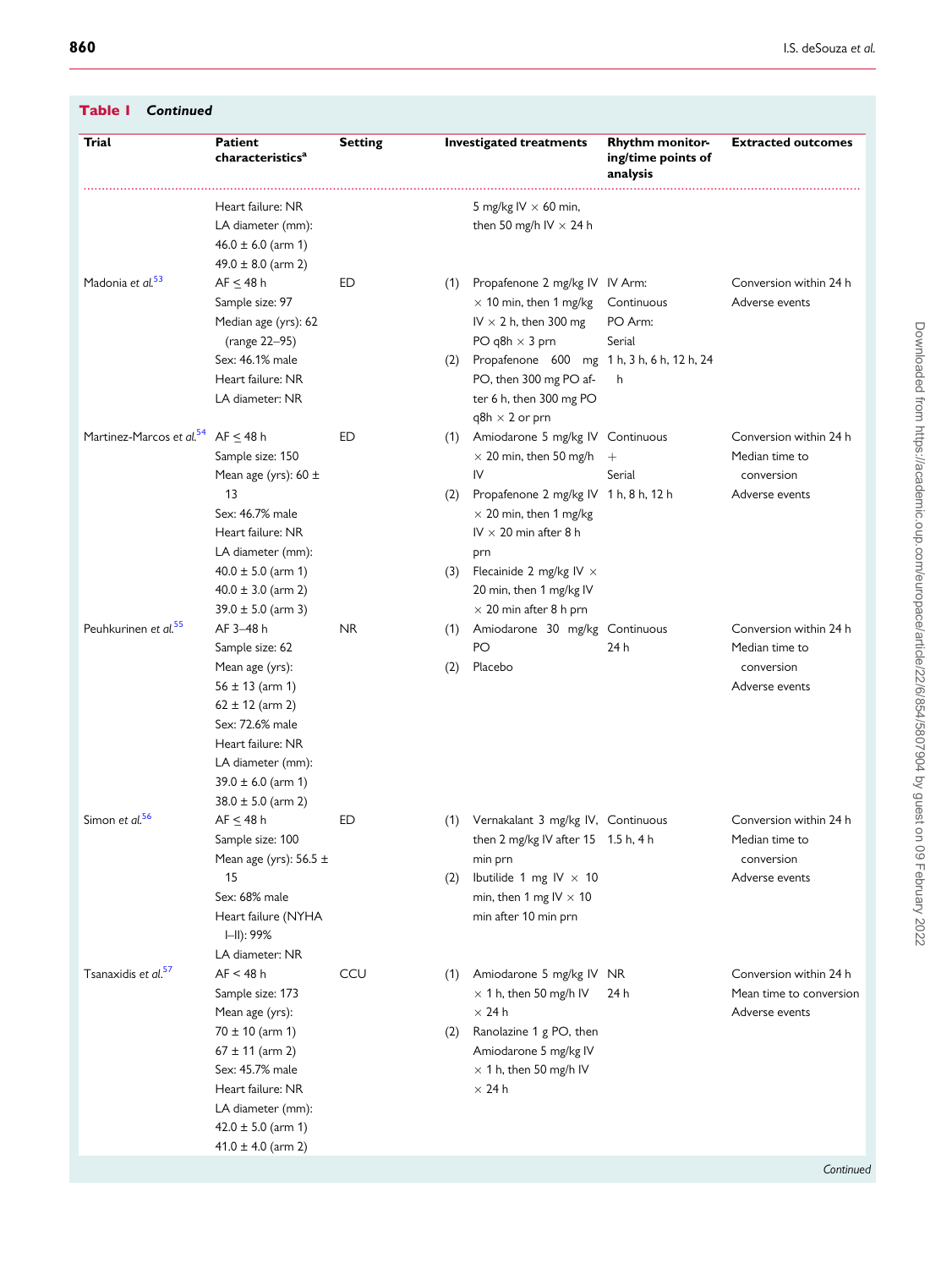**Table 1** *Continued*

| Trial | Patient characteristics[a] | Setting | Investigated treatments | Rhythm monitoring/time points of analysis | Extracted outcomes |
|---|---|---|---|---|---|
| | Heart failure: NR<br>LA diameter (mm):<br>46.0 ± 6.0 (arm 1)<br>49.0 ± 8.0 (arm 2) | | 5 mg/kg IV × 60 min, then 50 mg/h IV × 24 h | | |
| Madonia *et al.*[53] | AF ≤ 48 h<br>Sample size: 97<br>Median age (yrs): 62 (range 22–95)<br>Sex: 46.1% male<br>Heart failure: NR<br>LA diameter: NR | ED | (1) Propafenone 2 mg/kg IV × 10 min, then 1 mg/kg IV × 2 h, then 300 mg PO q8h × 3 prn<br>(2) Propafenone 600 mg PO, then 300 mg PO after 6 h, then 300 mg PO q8h × 2 or prn | IV Arm: Continuous<br>PO Arm: Serial<br>1 h, 3 h, 6 h, 12 h, 24 h | Conversion within 24 h<br>Adverse events |
| Martinez-Marcos *et al.*[54] | AF ≤ 48 h<br>Sample size: 150<br>Mean age (yrs): 60 ± 13<br>Sex: 46.7% male<br>Heart failure: NR<br>LA diameter (mm):<br>40.0 ± 5.0 (arm 1)<br>40.0 ± 3.0 (arm 2)<br>39.0 ± 5.0 (arm 3) | ED | (1) Amiodarone 5 mg/kg IV × 20 min, then 50 mg/h IV<br>(2) Propafenone 2 mg/kg IV × 20 min, then 1 mg/kg IV × 20 min after 8 h prn<br>(3) Flecainide 2 mg/kg IV × 20 min, then 1 mg/kg IV × 20 min after 8 h prn | Continuous + Serial<br>1 h, 8 h, 12 h | Conversion within 24 h<br>Median time to conversion<br>Adverse events |
| Peuhkurinen *et al.*[55] | AF 3–48 h<br>Sample size: 62<br>Mean age (yrs):<br>56 ± 13 (arm 1)<br>62 ± 12 (arm 2)<br>Sex: 72.6% male<br>Heart failure: NR<br>LA diameter (mm):<br>39.0 ± 6.0 (arm 1)<br>38.0 ± 5.0 (arm 2) | NR | (1) Amiodarone 30 mg/kg PO<br>(2) Placebo | Continuous<br>24 h | Conversion within 24 h<br>Median time to conversion<br>Adverse events |
| Simon *et al.*[56] | AF ≤ 48 h<br>Sample size: 100<br>Mean age (yrs): 56.5 ± 15<br>Sex: 68% male<br>Heart failure (NYHA I–II): 99%<br>LA diameter: NR | ED | (1) Vernakalant 3 mg/kg IV, then 2 mg/kg IV after 15 min prn<br>(2) Ibutilide 1 mg IV × 10 min, then 1 mg IV × 10 min after 10 min prn | Continuous<br>1.5 h, 4 h | Conversion within 24 h<br>Median time to conversion<br>Adverse events |
| Tsanaxidis *et al.*[57] | AF < 48 h<br>Sample size: 173<br>Mean age (yrs):<br>70 ± 10 (arm 1)<br>67 ± 11 (arm 2)<br>Sex: 45.7% male<br>Heart failure: NR<br>LA diameter (mm):<br>42.0 ± 5.0 (arm 1)<br>41.0 ± 4.0 (arm 2) | CCU | (1) Amiodarone 5 mg/kg IV × 1 h, then 50 mg/h IV × 24 h<br>(2) Ranolazine 1 g PO, then Amiodarone 5 mg/kg IV × 1 h, then 50 mg/h IV × 24 h | NR<br>24 h | Conversion within 24 h<br>Mean time to conversion<br>Adverse events |

*Continued*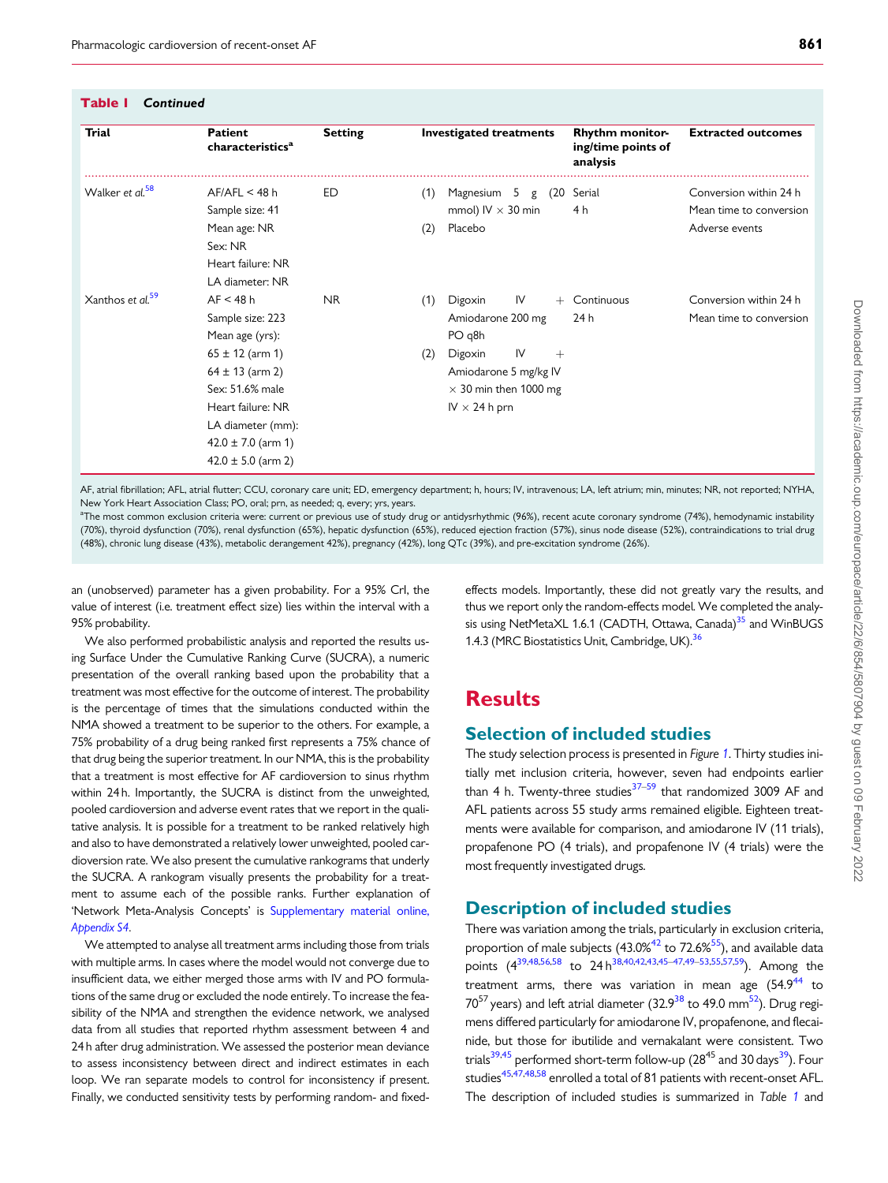**Table 1** *Continued*

| Trial | Patient characteristics[a] | Setting | Investigated treatments | Rhythm monitoring/time points of analysis | Extracted outcomes |
|---|---|---|---|---|---|
| Walker *et al.*[58] | AF/AFL < 48 h<br>Sample size: 41<br>Mean age: NR<br>Sex: NR<br>Heart failure: NR<br>LA diameter: NR | ED | (1) Magnesium 5 g (20 mmol) IV × 30 min<br>(2) Placebo | Serial<br>4 h | Conversion within 24 h<br>Mean time to conversion<br>Adverse events |
| Xanthos *et al.*[59] | AF < 48 h<br>Sample size: 223<br>Mean age (yrs):<br>65 ± 12 (arm 1)<br>64 ± 13 (arm 2)<br>Sex: 51.6% male<br>Heart failure: NR<br>LA diameter (mm):<br>42.0 ± 7.0 (arm 1)<br>42.0 ± 5.0 (arm 2) | NR | (1) Digoxin IV + Amiodarone 200 mg PO q8h<br>(2) Digoxin IV + Amiodarone 5 mg/kg IV × 30 min then 1000 mg IV × 24 h prn | Continuous<br>24 h | Conversion within 24 h<br>Mean time to conversion |

AF, atrial fibrillation; AFL, atrial flutter; CCU, coronary care unit; ED, emergency department; h, hours; IV, intravenous; LA, left atrium; min, minutes; NR, not reported; NYHA, New York Heart Association Class; PO, oral; prn, as needed; q, every; yrs, years.

[a]The most common exclusion criteria were: current or previous use of study drug or antidysrhythmic (96%), recent acute coronary syndrome (74%), hemodynamic instability (70%), thyroid dysfunction (70%), renal dysfunction (65%), hepatic dysfunction (65%), reduced ejection fraction (57%), sinus node disease (52%), contraindications to trial drug (48%), chronic lung disease (43%), metabolic derangement 42%), pregnancy (42%), long QTc (39%), and pre-excitation syndrome (26%).

an (unobserved) parameter has a given probability. For a 95% CrI, the value of interest (i.e. treatment effect size) lies within the interval with a 95% probability.

We also performed probabilistic analysis and reported the results using Surface Under the Cumulative Ranking Curve (SUCRA), a numeric presentation of the overall ranking based upon the probability that a treatment was most effective for the outcome of interest. The probability is the percentage of times that the simulations conducted within the NMA showed a treatment to be superior to the others. For example, a 75% probability of a drug being ranked first represents a 75% chance of that drug being the superior treatment. In our NMA, this is the probability that a treatment is most effective for AF cardioversion to sinus rhythm within 24 h. Importantly, the SUCRA is distinct from the unweighted, pooled cardioversion and adverse event rates that we report in the qualitative analysis. It is possible for a treatment to be ranked relatively high and also to have demonstrated a relatively lower unweighted, pooled cardioversion rate. We also present the cumulative rankograms that underly the SUCRA. A rankogram visually presents the probability for a treatment to assume each of the possible ranks. Further explanation of 'Network Meta-Analysis Concepts' is Supplementary material online, *Appendix S4*.

We attempted to analyse all treatment arms including those from trials with multiple arms. In cases where the model would not converge due to insufficient data, we either merged those arms with IV and PO formulations of the same drug or excluded the node entirely. To increase the feasibility of the NMA and strengthen the evidence network, we analysed data from all studies that reported rhythm assessment between 4 and 24 h after drug administration. We assessed the posterior mean deviance to assess inconsistency between direct and indirect estimates in each loop. We ran separate models to control for inconsistency if present. Finally, we conducted sensitivity tests by performing random- and fixed-effects models. Importantly, these did not greatly vary the results, and thus we report only the random-effects model. We completed the analysis using NetMetaXL 1.6.1 (CADTH, Ottawa, Canada)[35] and WinBUGS 1.4.3 (MRC Biostatistics Unit, Cambridge, UK).[36]

# Results

## Selection of included studies

The study selection process is presented in *Figure 1*. Thirty studies initially met inclusion criteria, however, seven had endpoints earlier than 4 h. Twenty-three studies[37–59] that randomized 3009 AF and AFL patients across 55 study arms remained eligible. Eighteen treatments were available for comparison, and amiodarone IV (11 trials), propafenone PO (4 trials), and propafenone IV (4 trials) were the most frequently investigated drugs.

## Description of included studies

There was variation among the trials, particularly in exclusion criteria, proportion of male subjects (43.0%[42] to 72.6%[55]), and available data points (4[39,48,56,58] to 24 h[38,40,42,43,45–47,49–53,55,57,59]). Among the treatment arms, there was variation in mean age (54.9[44] to 70[57] years) and left atrial diameter (32.9[38] to 49.0 mm[52]). Drug regimens differed particularly for amiodarone IV, propafenone, and flecainide, but those for ibutilide and vernakalant were consistent. Two trials[39,45] performed short-term follow-up (28[45] and 30 days[39]). Four studies[45,47,48,58] enrolled a total of 81 patients with recent-onset AFL. The description of included studies is summarized in *Table 1* and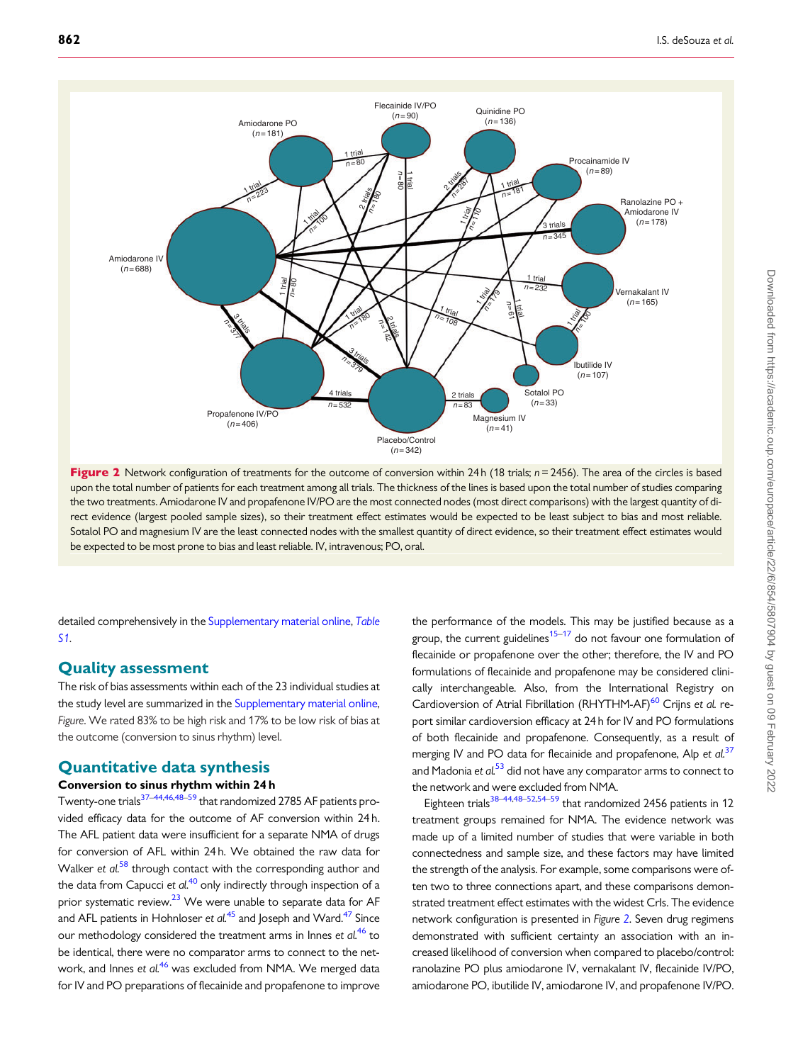Figure 2 Network configuration of treatments for the outcome of conversion within 24 h (18 trials; n = 2456). The area of the circles is based upon the total number of patients for each treatment among all trials. The thickness of the lines is based upon the total number of studies comparing the two treatments. Amiodarone IV and propafenone IV/PO are the most connected nodes (most direct comparisons) with the largest quantity of direct evidence (largest pooled sample sizes), so their treatment effect estimates would be expected to be least subject to bias and most reliable. Sotalol PO and magnesium IV are the least connected nodes with the smallest quantity of direct evidence, so their treatment effect estimates would be expected to be most prone to bias and least reliable. IV, intravenous; PO, oral.

detailed comprehensively in the Supplementary material online, *Table S1*.

## Quality assessment

The risk of bias assessments within each of the 23 individual studies at the study level are summarized in the Supplementary material online, *Figure*. We rated 83% to be high risk and 17% to be low risk of bias at the outcome (conversion to sinus rhythm) level.

## Quantitative data synthesis

### Conversion to sinus rhythm within 24 h

Twenty-one trials[37–44,46,48–59] that randomized 2785 AF patients provided efficacy data for the outcome of AF conversion within 24 h. The AFL patient data were insufficient for a separate NMA of drugs for conversion of AFL within 24 h. We obtained the raw data for Walker *et al.*[58] through contact with the corresponding author and the data from Capucci *et al.*[40] only indirectly through inspection of a prior systematic review.[23] We were unable to separate data for AF and AFL patients in Hohnloser *et al.*[45] and Joseph and Ward.[47] Since our methodology considered the treatment arms in Innes *et al.*[46] to be identical, there were no comparator arms to connect to the network, and Innes *et al.*[46] was excluded from NMA. We merged data for IV and PO preparations of flecainide and propafenone to improve the performance of the models. This may be justified because as a group, the current guidelines[15–17] do not favour one formulation of flecainide or propafenone over the other; therefore, the IV and PO formulations of flecainide and propafenone may be considered clinically interchangeable. Also, from the International Registry on Cardioversion of Atrial Fibrillation (RHYTHM-AF)[60] Crijns *et al.* report similar cardioversion efficacy at 24 h for IV and PO formulations of both flecainide and propafenone. Consequently, as a result of merging IV and PO data for flecainide and propafenone, Alp *et al.*[37] and Madonia *et al.*[53] did not have any comparator arms to connect to the network and were excluded from NMA.

Eighteen trials[38–44,48–52,54–59] that randomized 2456 patients in 12 treatment groups remained for NMA. The evidence network was made up of a limited number of studies that were variable in both connectedness and sample size, and these factors may have limited the strength of the analysis. For example, some comparisons were often two to three connections apart, and these comparisons demonstrated treatment effect estimates with the widest CrIs. The evidence network configuration is presented in *Figure 2*. Seven drug regimens demonstrated with sufficient certainty an association with an increased likelihood of conversion when compared to placebo/control: ranolazine PO plus amiodarone IV, vernakalant IV, flecainide IV/PO, amiodarone PO, ibutilide IV, amiodarone IV, and propafenone IV/PO.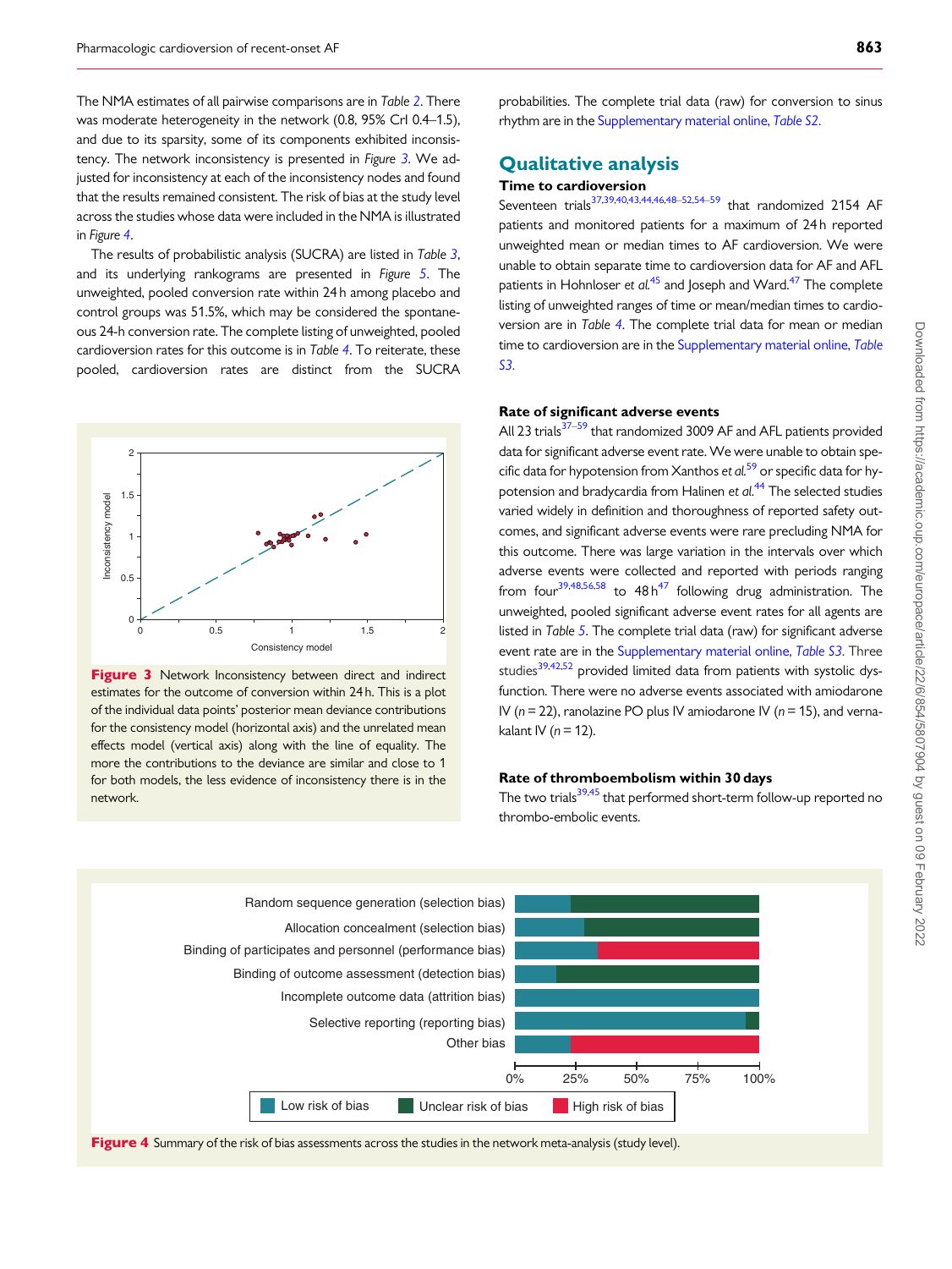The NMA estimates of all pairwise comparisons are in *Table 2*. There was moderate heterogeneity in the network (0.8, 95% CrI 0.4–1.5), and due to its sparsity, some of its components exhibited inconsistency. The network inconsistency is presented in *Figure 3*. We adjusted for inconsistency at each of the inconsistency nodes and found that the results remained consistent. The risk of bias at the study level across the studies whose data were included in the NMA is illustrated in *Figure 4*.

The results of probabilistic analysis (SUCRA) are listed in *Table 3*, and its underlying rankograms are presented in *Figure 5*. The unweighted, pooled conversion rate within 24 h among placebo and control groups was 51.5%, which may be considered the spontaneous 24-h conversion rate. The complete listing of unweighted, pooled cardioversion rates for this outcome is in *Table 4*. To reiterate, these pooled, cardioversion rates are distinct from the SUCRA probabilities. The complete trial data (raw) for conversion to sinus rhythm are in the Supplementary material online, *Table S2*.

**Figure 3** Network Inconsistency between direct and indirect estimates for the outcome of conversion within 24 h. This is a plot of the individual data points' posterior mean deviance contributions for the consistency model (horizontal axis) and the unrelated mean effects model (vertical axis) along with the line of equality. The more the contributions to the deviance are similar and close to 1 for both models, the less evidence of inconsistency there is in the network.

## Qualitative analysis

### Time to cardioversion

Seventeen trials[37,39,40,43,44,46,48–52,54–59] that randomized 2154 AF patients and monitored patients for a maximum of 24 h reported unweighted mean or median times to AF cardioversion. We were unable to obtain separate time to cardioversion data for AF and AFL patients in Hohnloser *et al.*[45] and Joseph and Ward.[47] The complete listing of unweighted ranges of time or mean/median times to cardioversion are in *Table 4*. The complete trial data for mean or median time to cardioversion are in the Supplementary material online, *Table S3*.

### Rate of significant adverse events

All 23 trials[37–59] that randomized 3009 AF and AFL patients provided data for significant adverse event rate. We were unable to obtain specific data for hypotension from Xanthos *et al.*[59] or specific data for hypotension and bradycardia from Halinen *et al.*[44] The selected studies varied widely in definition and thoroughness of reported safety outcomes, and significant adverse events were rare precluding NMA for this outcome. There was large variation in the intervals over which adverse events were collected and reported with periods ranging from four[39,48,56,58] to 48 h[47] following drug administration. The unweighted, pooled significant adverse event rates for all agents are listed in *Table 5*. The complete trial data (raw) for significant adverse event rate are in the Supplementary material online, *Table S3*. Three studies[39,42,52] provided limited data from patients with systolic dysfunction. There were no adverse events associated with amiodarone IV ($n = 22$), ranolazine PO plus IV amiodarone IV ($n = 15$), and vernakalant IV ($n = 12$).

### Rate of thromboembolism within 30 days

The two trials[39,45] that performed short-term follow-up reported no thrombo-embolic events.

**Figure 4** Summary of the risk of bias assessments across the studies in the network meta-analysis (study level).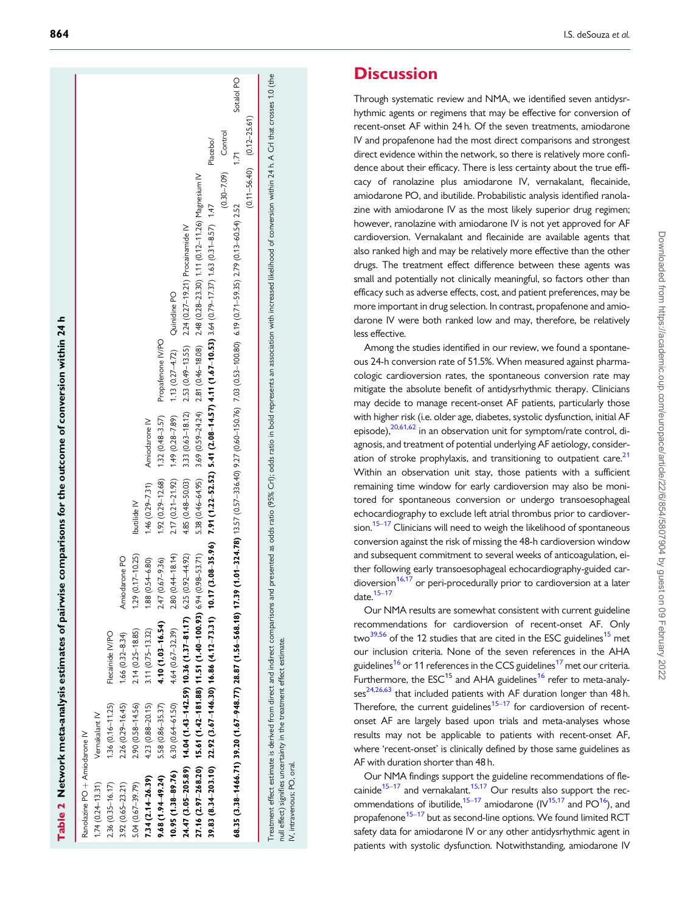**Table 2 Network meta-analysis estimates of pairwise comparisons for the outcome of conversion within 24 h**

| | | | | | | | | | | | |
|---|---|---|---|---|---|---|---|---|---|---|---|
| Ranolazine PO + Amiodarone IV | | | | | | | | | | | |
| 1.74 (0.24–13.31) | Vernakalant IV | | | | | | | | | | |
| 2.36 (0.35–16.17) | 1.36 (0.16–11.25) | Flecainide IV/PO | | | | | | | | | |
| 3.92 (0.65–23.21) | 2.26 (0.29–16.45) | 1.66 (0.32–8.34) | Amiodarone PO | | | | | | | | |
| 5.04 (0.67–39.79) | 2.90 (0.58–14.56) | 2.14 (0.25–18.85) | 1.29 (0.17–10.25) | Ibutilide IV | | | | | | | |
| **7.34 (2.14–26.39)** | 4.23 (0.88–20.15) | 3.11 (0.75–13.32) | 1.88 (0.54–6.80) | 1.46 (0.29–7.31) | Amiodarone IV | | | | | | |
| **9.68 (1.94–49.24)** | 5.58 (0.86–35.37) | **4.10 (1.03–16.54)** | 2.47 (0.67–9.36) | 1.92 (0.29–12.68) | 1.32 (0.48–3.57) | Propafenone IV/PO | | | | | |
| **10.95 (1.38–89.76)** | 6.30 (0.64–61.50) | 4.64 (0.67–32.39) | 2.80 (0.44–18.14) | 2.17 (0.21–21.92) | 1.49 (0.28–7.89) | 1.13 (0.27–4.72) | Quinidine PO | | | | |
| **24.47 (3.05–205.89)** | **14.04 (1.43–142.59)** | **10.36 (1.37–81.17)** | 6.25 (0.92–44.92) | 4.85 (0.48–50.03) | 3.33 (0.63–18.12) | 2.53 (0.49–13.55) | 2.24 (0.27–19.21) | Procainamide IV | | | |
| **27.16 (2.97–268.20)** | **15.61 (1.42–181.88)** | **11.51 (1.40–100.93)** | 6.94 (0.98–53.71) | 5.38 (0.46–64.95) | 3.69 (0.59–24.24) | 2.81 (0.46–18.08) | 2.48 (0.28–23.30) | 1.11 (0.12–11.26) | Magnesium IV | | |
| **39.83 (8.34–203.10)** | **22.92 (3.67–146.30)** | **16.86 (4.12–73.31)** | **10.17 (3.08–35.96)** | **7.91 (1.22–52.52)** | **5.41 (2.08–14.57)** | **4.11 (1.67–10.53)** | 3.64 (0.79–17.37) | 1.63 (0.31–8.57) | 1.47 (0.30–7.09) | Placebo/ Control | |
| **68.35 (3.38–1466.71)** | **39.20 (1.67–948.77)** | **28.87 (1.56–568.18)** | **17.39 (1.01–324.78)** | 13.57 (0.57–336.40) | 9.27 (0.60–150.76) | 7.03 (0.53–100.80) | 6.19 (0.71–59.35) | 2.79 (0.13–60.54) | 2.52 (0.11–56.40) | 1.71 (0.12–25.61) | Sotalol PO |

Treatment effect estimate is derived from direct and indirect comparisons and presented as odds ratio (95% CrI); odds ratio in bold represents an association with increased likelihood of conversion within 24 h. A CrI that crosses 1.0 (the null effect) signifies uncertainty in the treatment effect estimate.
IV, intravenous; PO, oral.

# Discussion

Through systematic review and NMA, we identified seven antidysrhythmic agents or regimens that may be effective for conversion of recent-onset AF within 24 h. Of the seven treatments, amiodarone IV and propafenone had the most direct comparisons and strongest direct evidence within the network, so there is relatively more confidence about their efficacy. There is less certainty about the true efficacy of ranolazine plus amiodarone IV, vernakalant, flecainide, amiodarone PO, and ibutilide. Probabilistic analysis identified ranolazine with amiodarone IV as the most likely superior drug regimen; however, ranolazine with amiodarone IV is not yet approved for AF cardioversion. Vernakalant and flecainide are available agents that also ranked high and may be relatively more effective than the other drugs. The treatment effect difference between these agents was small and potentially not clinically meaningful, so factors other than efficacy such as adverse effects, cost, and patient preferences, may be more important in drug selection. In contrast, propafenone and amiodarone IV were both ranked low and may, therefore, be relatively less effective.

Among the studies identified in our review, we found a spontaneous 24-h conversion rate of 51.5%. When measured against pharmacologic cardioversion rates, the spontaneous conversion rate may mitigate the absolute benefit of antidysrhythmic therapy. Clinicians may decide to manage recent-onset AF patients, particularly those with higher risk (i.e. older age, diabetes, systolic dysfunction, initial AF episode),[20,61,62] in an observation unit for symptom/rate control, diagnosis, and treatment of potential underlying AF aetiology, consideration of stroke prophylaxis, and transitioning to outpatient care.[21] Within an observation unit stay, those patients with a sufficient remaining time window for early cardioversion may also be monitored for spontaneous conversion or undergo transoesophageal echocardiography to exclude left atrial thrombus prior to cardioversion.[15–17] Clinicians will need to weigh the likelihood of spontaneous conversion against the risk of missing the 48-h cardioversion window and subsequent commitment to several weeks of anticoagulation, either following early transoesophageal echocardiography-guided cardioversion[16,17] or peri-procedurally prior to cardioversion at a later date.[15–17]

Our NMA results are somewhat consistent with current guideline recommendations for cardioversion of recent-onset AF. Only two[39,56] of the 12 studies that are cited in the ESC guidelines[15] met our inclusion criteria. None of the seven references in the AHA guidelines[16] or 11 references in the CCS guidelines[17] met our criteria. Furthermore, the ESC[15] and AHA guidelines[16] refer to meta-analyses[24,26,63] that included patients with AF duration longer than 48 h. Therefore, the current guidelines[15–17] for cardioversion of recent-onset AF are largely based upon trials and meta-analyses whose results may not be applicable to patients with recent-onset AF, where 'recent-onset' is clinically defined by those same guidelines as AF with duration shorter than 48 h.

Our NMA findings support the guideline recommendations of flecainide[15–17] and vernakalant.[15,17] Our results also support the recommendations of ibutilide,[15–17] amiodarone (IV[15,17] and PO[16]), and propafenone[15–17] but as second-line options. We found limited RCT safety data for amiodarone IV or any other antidysrhythmic agent in patients with systolic dysfunction. Notwithstanding, amiodarone IV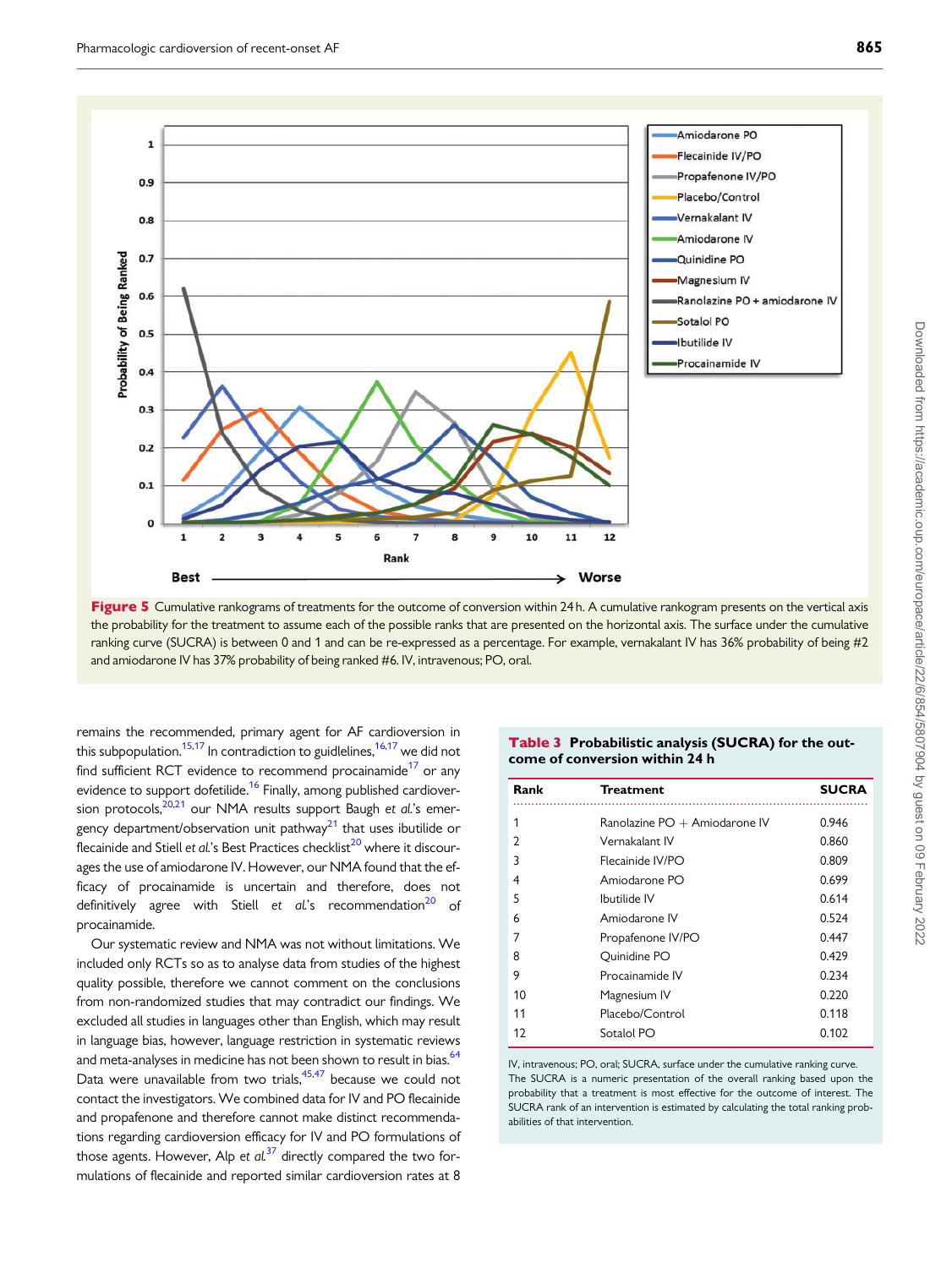Figure 5 Cumulative rankograms of treatments for the outcome of conversion within 24 h. A cumulative rankogram presents on the vertical axis the probability for the treatment to assume each of the possible ranks that are presented on the horizontal axis. The surface under the cumulative ranking curve (SUCRA) is between 0 and 1 and can be re-expressed as a percentage. For example, vernakalant IV has 36% probability of being #2 and amiodarone IV has 37% probability of being ranked #6. IV, intravenous; PO, oral.

remains the recommended, primary agent for AF cardioversion in this subpopulation.[15,17] In contradiction to guidelines,[16,17] we did not find sufficient RCT evidence to recommend procainamide[17] or any evidence to support dofetilide.[16] Finally, among published cardioversion protocols,[20,21] our NMA results support Baugh *et al.*'s emergency department/observation unit pathway[21] that uses ibutilide or flecainide and Stiell *et al.*'s Best Practices checklist[20] where it discourages the use of amiodarone IV. However, our NMA found that the efficacy of procainamide is uncertain and therefore, does not definitively agree with Stiell *et al.*'s recommendation[20] of procainamide.

Our systematic review and NMA was not without limitations. We included only RCTs so as to analyse data from studies of the highest quality possible, therefore we cannot comment on the conclusions from non-randomized studies that may contradict our findings. We excluded all studies in languages other than English, which may result in language bias, however, language restriction in systematic reviews and meta-analyses in medicine has not been shown to result in bias.[64] Data were unavailable from two trials,[45,47] because we could not contact the investigators. We combined data for IV and PO flecainide and propafenone and therefore cannot make distinct recommendations regarding cardioversion efficacy for IV and PO formulations of those agents. However, Alp *et al.*[37] directly compared the two formulations of flecainide and reported similar cardioversion rates at 8

**Table 3 Probabilistic analysis (SUCRA) for the outcome of conversion within 24 h**

| Rank | Treatment | SUCRA |
|---|---|---|
| 1 | Ranolazine PO + Amiodarone IV | 0.946 |
| 2 | Vernakalant IV | 0.860 |
| 3 | Flecainide IV/PO | 0.809 |
| 4 | Amiodarone PO | 0.699 |
| 5 | Ibutilide IV | 0.614 |
| 6 | Amiodarone IV | 0.524 |
| 7 | Propafenone IV/PO | 0.447 |
| 8 | Quinidine PO | 0.429 |
| 9 | Procainamide IV | 0.234 |
| 10 | Magnesium IV | 0.220 |
| 11 | Placebo/Control | 0.118 |
| 12 | Sotalol PO | 0.102 |

IV, intravenous; PO, oral; SUCRA, surface under the cumulative ranking curve. The SUCRA is a numeric presentation of the overall ranking based upon the probability that a treatment is most effective for the outcome of interest. The SUCRA rank of an intervention is estimated by calculating the total ranking probabilities of that intervention.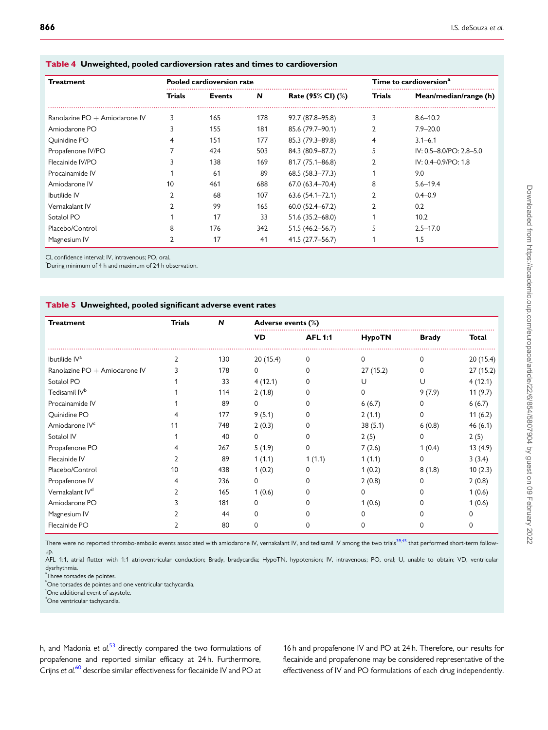**Table 4 Unweighted, pooled cardioversion rates and times to cardioversion**

| Treatment | Pooled cardioversion rate | | | | Time to cardioversion[a] | |
|---|---|---|---|---|---|---|
| | Trials | Events | *N* | Rate (95% CI) (%) | Trials | Mean/median/range (h) |
| Ranolazine PO + Amiodarone IV | 3 | 165 | 178 | 92.7 (87.8–95.8) | 3 | 8.6–10.2 |
| Amiodarone PO | 3 | 155 | 181 | 85.6 (79.7–90.1) | 2 | 7.9–20.0 |
| Quinidine PO | 4 | 151 | 177 | 85.3 (79.3–89.8) | 4 | 3.1–6.1 |
| Propafenone IV/PO | 7 | 424 | 503 | 84.3 (80.9–87.2) | 5 | IV: 0.5–8.0/PO: 2.8–5.0 |
| Flecainide IV/PO | 3 | 138 | 169 | 81.7 (75.1–86.8) | 2 | IV: 0.4–0.9/PO: 1.8 |
| Procainamide IV | 1 | 61 | 89 | 68.5 (58.3–77.3) | 1 | 9.0 |
| Amiodarone IV | 10 | 461 | 688 | 67.0 (63.4–70.4) | 8 | 5.6–19.4 |
| Ibutilide IV | 2 | 68 | 107 | 63.6 (54.1–72.1) | 2 | 0.4–0.9 |
| Vernakalant IV | 2 | 99 | 165 | 60.0 (52.4–67.2) | 2 | 0.2 |
| Sotalol PO | 1 | 17 | 33 | 51.6 (35.2–68.0) | 1 | 10.2 |
| Placebo/Control | 8 | 176 | 342 | 51.5 (46.2–56.7) | 5 | 2.5–17.0 |
| Magnesium IV | 2 | 17 | 41 | 41.5 (27.7–56.7) | 1 | 1.5 |

CI, confidence interval; IV, intravenous; PO, oral.
[a]During minimum of 4 h and maximum of 24 h observation.

**Table 5 Unweighted, pooled significant adverse event rates**

| Treatment | Trials | *N* | Adverse events (%) | | | | |
|---|---|---|---|---|---|---|---|
| | | | VD | AFL 1:1 | HypoTN | Brady | Total |
| Ibutilide IV[a] | 2 | 130 | 20 (15.4) | 0 | 0 | 0 | 20 (15.4) |
| Ranolazine PO + Amiodarone IV | 3 | 178 | 0 | 0 | 27 (15.2) | 0 | 27 (15.2) |
| Sotalol PO | 1 | 33 | 4 (12.1) | 0 | U | U | 4 (12.1) |
| Tedisamil IV[b] | 1 | 114 | 2 (1.8) | 0 | 0 | 9 (7.9) | 11 (9.7) |
| Procainamide IV | 1 | 89 | 0 | 0 | 6 (6.7) | 0 | 6 (6.7) |
| Quinidine PO | 4 | 177 | 9 (5.1) | 0 | 2 (1.1) | 0 | 11 (6.2) |
| Amiodarone IV[c] | 11 | 748 | 2 (0.3) | 0 | 38 (5.1) | 6 (0.8) | 46 (6.1) |
| Sotalol IV | 1 | 40 | 0 | 0 | 2 (5) | 0 | 2 (5) |
| Propafenone PO | 4 | 267 | 5 (1.9) | 0 | 7 (2.6) | 1 (0.4) | 13 (4.9) |
| Flecainide IV | 2 | 89 | 1 (1.1) | 1 (1.1) | 1 (1.1) | 0 | 3 (3.4) |
| Placebo/Control | 10 | 438 | 1 (0.2) | 0 | 1 (0.2) | 8 (1.8) | 10 (2.3) |
| Propafenone IV | 4 | 236 | 0 | 0 | 2 (0.8) | 0 | 2 (0.8) |
| Vernakalant IV[d] | 2 | 165 | 1 (0.6) | 0 | 0 | 0 | 1 (0.6) |
| Amiodarone PO | 3 | 181 | 0 | 0 | 1 (0.6) | 0 | 1 (0.6) |
| Magnesium IV | 2 | 44 | 0 | 0 | 0 | 0 | 0 |
| Flecainide PO | 2 | 80 | 0 | 0 | 0 | 0 | 0 |

There were no reported thrombo-embolic events associated with amiodarone IV, vernakalant IV, and tedisamil IV among the two trials[39,45] that performed short-term follow-up.
AFL 1:1, atrial flutter with 1:1 atrioventricular conduction; Brady, bradycardia; HypoTN, hypotension; IV, intravenous; PO, oral; U, unable to obtain; VD, ventricular dysrhythmia.
[a]Three torsades de pointes.
[b]One torsades de pointes and one ventricular tachycardia.
[c]One additional event of asystole.
[d]One ventricular tachycardia.

h, and Madonia *et al.*[53] directly compared the two formulations of propafenone and reported similar efficacy at 24 h. Furthermore, Crijns *et al.*[60] describe similar effectiveness for flecainide IV and PO at 16 h and propafenone IV and PO at 24 h. Therefore, our results for flecainide and propafenone may be considered representative of the effectiveness of IV and PO formulations of each drug independently.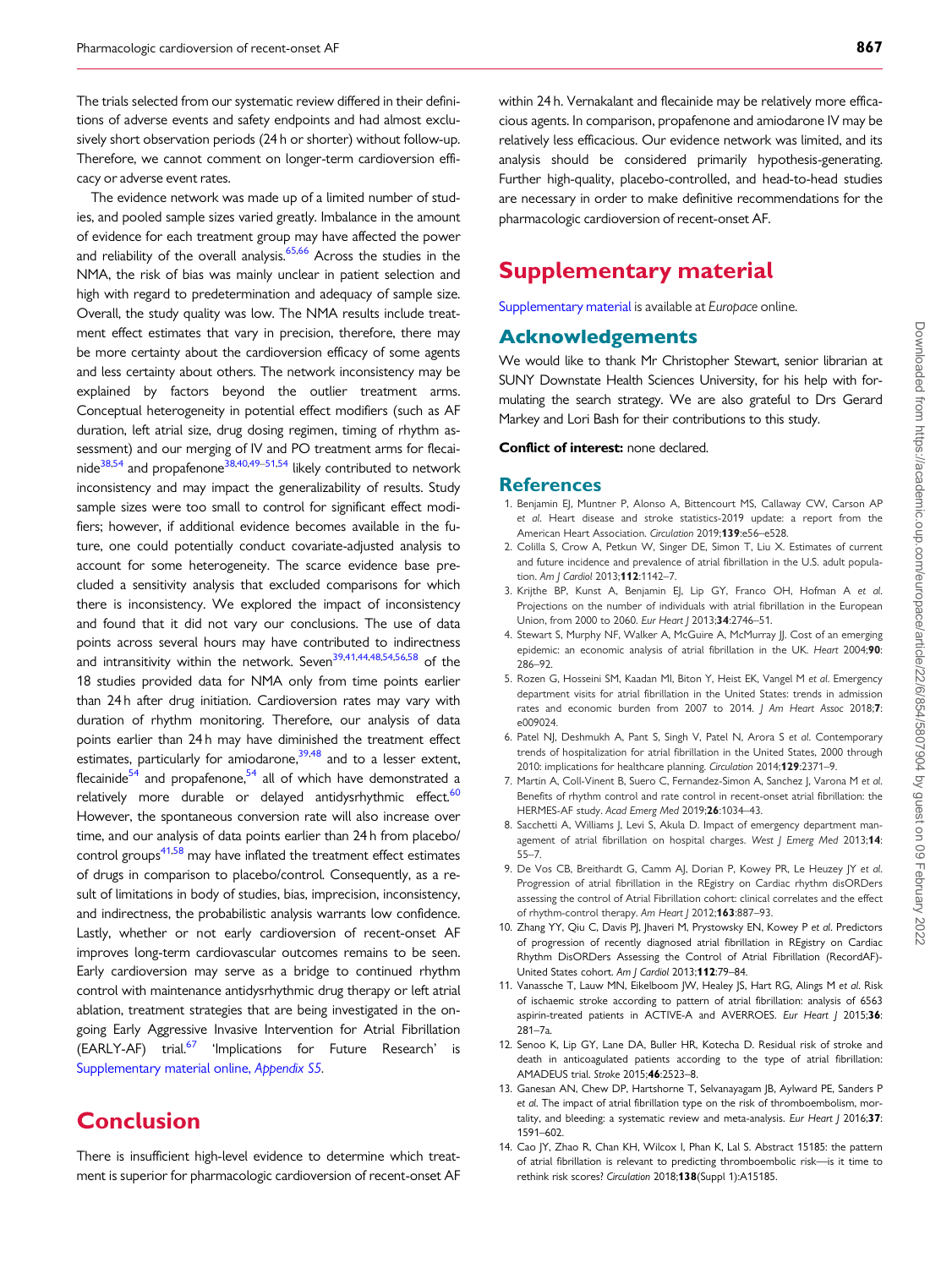The trials selected from our systematic review differed in their definitions of adverse events and safety endpoints and had almost exclusively short observation periods (24 h or shorter) without follow-up. Therefore, we cannot comment on longer-term cardioversion efficacy or adverse event rates.

The evidence network was made up of a limited number of studies, and pooled sample sizes varied greatly. Imbalance in the amount of evidence for each treatment group may have affected the power and reliability of the overall analysis.[65,66] Across the studies in the NMA, the risk of bias was mainly unclear in patient selection and high with regard to predetermination and adequacy of sample size. Overall, the study quality was low. The NMA results include treatment effect estimates that vary in precision, therefore, there may be more certainty about the cardioversion efficacy of some agents and less certainty about others. The network inconsistency may be explained by factors beyond the outlier treatment arms. Conceptual heterogeneity in potential effect modifiers (such as AF duration, left atrial size, drug dosing regimen, timing of rhythm assessment) and our merging of IV and PO treatment arms for flecainide[38,54] and propafenone[38,40,49–51,54] likely contributed to network inconsistency and may impact the generalizability of results. Study sample sizes were too small to control for significant effect modifiers; however, if additional evidence becomes available in the future, one could potentially conduct covariate-adjusted analysis to account for some heterogeneity. The scarce evidence base precluded a sensitivity analysis that excluded comparisons for which there is inconsistency. We explored the impact of inconsistency and found that it did not vary our conclusions. The use of data points across several hours may have contributed to indirectness and intransitivity within the network. Seven[39,41,44,48,54,56,58] of the 18 studies provided data for NMA only from time points earlier than 24 h after drug initiation. Cardioversion rates may vary with duration of rhythm monitoring. Therefore, our analysis of data points earlier than 24 h may have diminished the treatment effect estimates, particularly for amiodarone,[39,48] and to a lesser extent, flecainide[54] and propafenone,[54] all of which have demonstrated a relatively more durable or delayed antidysrhythmic effect.[60] However, the spontaneous conversion rate will also increase over time, and our analysis of data points earlier than 24 h from placebo/control groups[41,58] may have inflated the treatment effect estimates of drugs in comparison to placebo/control. Consequently, as a result of limitations in body of studies, bias, imprecision, inconsistency, and indirectness, the probabilistic analysis warrants low confidence. Lastly, whether or not early cardioversion of recent-onset AF improves long-term cardiovascular outcomes remains to be seen. Early cardioversion may serve as a bridge to continued rhythm control with maintenance antidysrhythmic drug therapy or left atrial ablation, treatment strategies that are being investigated in the ongoing Early Aggressive Invasive Intervention for Atrial Fibrillation (EARLY-AF) trial.[67] 'Implications for Future Research' is Supplementary material online, *Appendix S5*.

# Conclusion

There is insufficient high-level evidence to determine which treatment is superior for pharmacologic cardioversion of recent-onset AF within 24 h. Vernakalant and flecainide may be relatively more efficacious agents. In comparison, propafenone and amiodarone IV may be relatively less efficacious. Our evidence network was limited, and its analysis should be considered primarily hypothesis-generating. Further high-quality, placebo-controlled, and head-to-head studies are necessary in order to make definitive recommendations for the pharmacologic cardioversion of recent-onset AF.

# Supplementary material

Supplementary material is available at *Europace* online.

## Acknowledgements

We would like to thank Mr Christopher Stewart, senior librarian at SUNY Downstate Health Sciences University, for his help with formulating the search strategy. We are also grateful to Drs Gerard Markey and Lori Bash for their contributions to this study.

**Conflict of interest:** none declared.

## References

1. Benjamin EJ, Muntner P, Alonso A, Bittencourt MS, Callaway CW, Carson AP *et al*. Heart disease and stroke statistics-2019 update: a report from the American Heart Association. *Circulation* 2019;**139**:e56–e528.
2. Colilla S, Crow A, Petkun W, Singer DE, Simon T, Liu X. Estimates of current and future incidence and prevalence of atrial fibrillation in the U.S. adult population. *Am J Cardiol* 2013;**112**:1142–7.
3. Krijthe BP, Kunst A, Benjamin EJ, Lip GY, Franco OH, Hofman A *et al*. Projections on the number of individuals with atrial fibrillation in the European Union, from 2000 to 2060. *Eur Heart J* 2013;**34**:2746–51.
4. Stewart S, Murphy NF, Walker A, McGuire A, McMurray JJ. Cost of an emerging epidemic: an economic analysis of atrial fibrillation in the UK. *Heart* 2004;**90**: 286–92.
5. Rozen G, Hosseini SM, Kaadan MI, Biton Y, Heist EK, Vangel M *et al*. Emergency department visits for atrial fibrillation in the United States: trends in admission rates and economic burden from 2007 to 2014. *J Am Heart Assoc* 2018;**7**: e009024.
6. Patel NJ, Deshmukh A, Pant S, Singh V, Patel N, Arora S *et al*. Contemporary trends of hospitalization for atrial fibrillation in the United States, 2000 through 2010: implications for healthcare planning. *Circulation* 2014;**129**:2371–9.
7. Martin A, Coll-Vinent B, Suero C, Fernandez-Simon A, Sanchez J, Varona M *et al*. Benefits of rhythm control and rate control in recent-onset atrial fibrillation: the HERMES-AF study. *Acad Emerg Med* 2019;**26**:1034–43.
8. Sacchetti A, Williams J, Levi S, Akula D. Impact of emergency department management of atrial fibrillation on hospital charges. *West J Emerg Med* 2013;**14**: 55–7.
9. De Vos CB, Breithardt G, Camm AJ, Dorian P, Kowey PR, Le Heuzey JY *et al*. Progression of atrial fibrillation in the REgistry on Cardiac rhythm disORDers assessing the control of Atrial Fibrillation cohort: clinical correlates and the effect of rhythm-control therapy. *Am Heart J* 2012;**163**:887–93.
10. Zhang YY, Qiu C, Davis PJ, Jhaveri M, Prystowsky EN, Kowey P *et al*. Predictors of progression of recently diagnosed atrial fibrillation in REgistry on Cardiac Rhythm DisORDers Assessing the Control of Atrial Fibrillation (RecordAF)-United States cohort. *Am J Cardiol* 2013;**112**:79–84.
11. Vanassche T, Lauw MN, Eikelboom JW, Healey JS, Hart RG, Alings M *et al*. Risk of ischaemic stroke according to pattern of atrial fibrillation: analysis of 6563 aspirin-treated patients in ACTIVE-A and AVERROES. *Eur Heart J* 2015;**36**: 281–7a.
12. Senoo K, Lip GY, Lane DA, Buller HR, Kotecha D. Residual risk of stroke and death in anticoagulated patients according to the type of atrial fibrillation: AMADEUS trial. *Stroke* 2015;**46**:2523–8.
13. Ganesan AN, Chew DP, Hartshorne T, Selvanayagam JB, Aylward PE, Sanders P *et al*. The impact of atrial fibrillation type on the risk of thromboembolism, mortality, and bleeding: a systematic review and meta-analysis. *Eur Heart J* 2016;**37**: 1591–602.
14. Cao JY, Zhao R, Chan KH, Wilcox I, Phan K, Lal S. Abstract 15185: the pattern of atrial fibrillation is relevant to predicting thromboembolic risk—is it time to rethink risk scores? *Circulation* 2018;**138**(Suppl 1):A15185.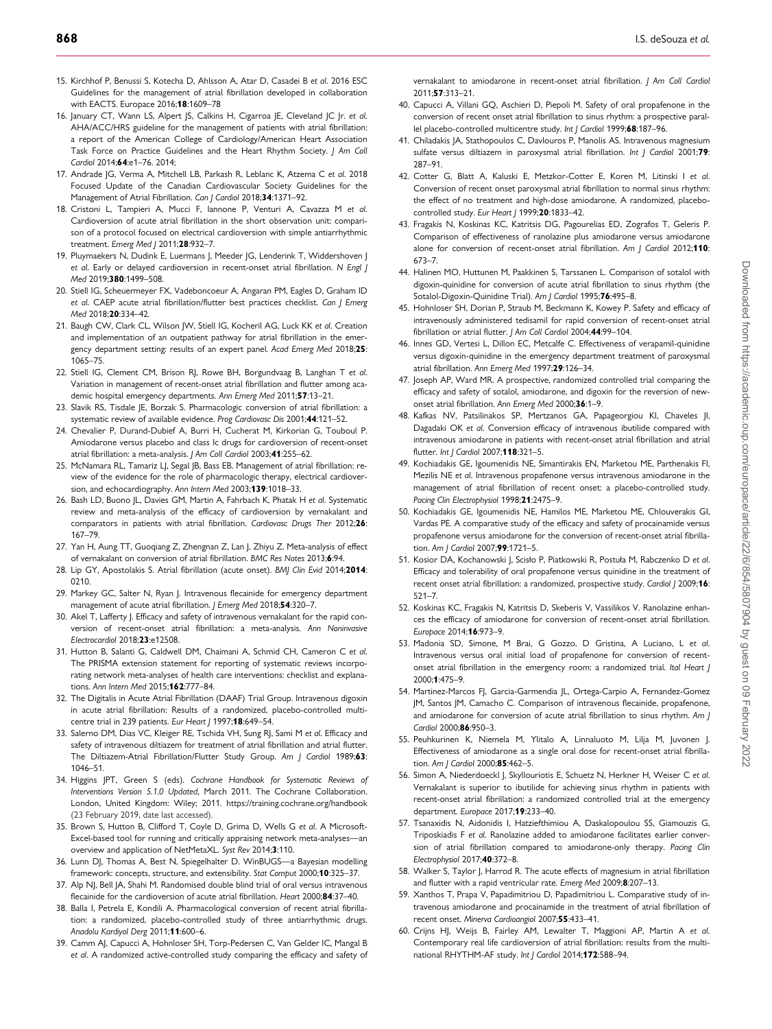15. Kirchhof P, Benussi S, Kotecha D, Ahlsson A, Atar D, Casadei B *et al.* 2016 ESC Guidelines for the management of atrial fibrillation developed in collaboration with EACTS. Europace 2016;**18**:1609–78

16. January CT, Wann LS, Alpert JS, Calkins H, Cigarroa JE, Cleveland JC Jr. *et al.* AHA/ACC/HRS guideline for the management of patients with atrial fibrillation: a report of the American College of Cardiology/American Heart Association Task Force on Practice Guidelines and the Heart Rhythm Society. *J Am Coll Cardiol* 2014;**64**:e1–76. 2014;

17. Andrade JG, Verma A, Mitchell LB, Parkash R, Leblanc K, Atzema C *et al.* 2018 Focused Update of the Canadian Cardiovascular Society Guidelines for the Management of Atrial Fibrillation. *Can J Cardiol* 2018;**34**:1371–92.

18. Cristoni L, Tampieri A, Mucci F, Iannone P, Venturi A, Cavazza M *et al.* Cardioversion of acute atrial fibrillation in the short observation unit: comparison of a protocol focused on electrical cardioversion with simple antiarrhythmic treatment. *Emerg Med J* 2011;**28**:932–7.

19. Pluymaekers N, Dudink E, Luermans J, Meeder JG, Lenderink T, Widdershoven J *et al.* Early or delayed cardioversion in recent-onset atrial fibrillation. *N Engl J Med* 2019;**380**:1499–508.

20. Stiell IG, Scheuermeyer FX, Vadeboncoeur A, Angaran PM, Eagles D, Graham ID *et al.* CAEP acute atrial fibrillation/flutter best practices checklist. *Can J Emerg Med* 2018;**20**:334–42.

21. Baugh CW, Clark CL, Wilson JW, Stiell IG, Kocheril AG, Luck KK *et al.* Creation and implementation of an outpatient pathway for atrial fibrillation in the emergency department setting: results of an expert panel. *Acad Emerg Med* 2018;**25**: 1065–75.

22. Stiell IG, Clement CM, Brison RJ, Rowe BH, Borgundvaag B, Langhan T *et al.* Variation in management of recent-onset atrial fibrillation and flutter among academic hospital emergency departments. *Ann Emerg Med* 2011;**57**:13–21.

23. Slavik RS, Tisdale JE, Borzak S. Pharmacologic conversion of atrial fibrillation: a systematic review of available evidence. *Prog Cardiovasc Dis* 2001;**44**:121–52.

24. Chevalier P, Durand-Dubief A, Burri H, Cucherat M, Kirkorian G, Touboul P. Amiodarone versus placebo and class Ic drugs for cardioversion of recent-onset atrial fibrillation: a meta-analysis. *J Am Coll Cardiol* 2003;**41**:255–62.

25. McNamara RL, Tamariz LJ, Segal JB, Bass EB. Management of atrial fibrillation: review of the evidence for the role of pharmacologic therapy, electrical cardioversion, and echocardiography. *Ann Intern Med* 2003;**139**:1018–33.

26. Bash LD, Buono JL, Davies GM, Martin A, Fahrbach K, Phatak H *et al.* Systematic review and meta-analysis of the efficacy of cardioversion by vernakalant and comparators in patients with atrial fibrillation. *Cardiovasc Drugs Ther* 2012;**26**: 167–79.

27. Yan H, Aung TT, Guoqiang Z, Zhengnan Z, Lan J, Zhiyu Z. Meta-analysis of effect of vernakalant on conversion of atrial fibrillation. *BMC Res Notes* 2013;**6**:94.

28. Lip GY, Apostolakis S. Atrial fibrillation (acute onset). *BMJ Clin Evid* 2014;**2014**: 0210.

29. Markey GC, Salter N, Ryan J. Intravenous flecainide for emergency department management of acute atrial fibrillation. *J Emerg Med* 2018;**54**:320–7.

30. Akel T, Lafferty J. Efficacy and safety of intravenous vernakalant for the rapid conversion of recent-onset atrial fibrillation: a meta-analysis. *Ann Noninvasive Electrocardiol* 2018;**23**:e12508.

31. Hutton B, Salanti G, Caldwell DM, Chaimani A, Schmid CH, Cameron C *et al.* The PRISMA extension statement for reporting of systematic reviews incorporating network meta-analyses of health care interventions: checklist and explanations. *Ann Intern Med* 2015;**162**:777–84.

32. The Digitalis in Acute Atrial Fibrillation (DAAF) Trial Group. Intravenous digoxin in acute atrial fibrillation: Results of a randomized, placebo-controlled multicentre trial in 239 patients. *Eur Heart J* 1997;**18**:649–54.

33. Salerno DM, Dias VC, Kleiger RE, Tschida VH, Sung RJ, Sami M *et al.* Efficacy and safety of intravenous diltiazem for treatment of atrial fibrillation and atrial flutter. The Diltiazem-Atrial Fibrillation/Flutter Study Group. *Am J Cardiol* 1989;**63**: 1046–51.

34. Higgins JPT, Green S (eds). *Cochrane Handbook for Systematic Reviews of Interventions Version 5.1.0 Updated*, March 2011. The Cochrane Collaboration. London, United Kingdom: Wiley; 2011. https://training.cochrane.org/handbook (23 February 2019, date last accessed).

35. Brown S, Hutton B, Clifford T, Coyle D, Grima D, Wells G *et al.* A Microsoft-Excel-based tool for running and critically appraising network meta-analyses—an overview and application of NetMetaXL. *Syst Rev* 2014;**3**:110.

36. Lunn DJ, Thomas A, Best N, Spiegelhalter D. WinBUGS—a Bayesian modelling framework: concepts, structure, and extensibility. *Stat Comput* 2000;**10**:325–37.

37. Alp NJ, Bell JA, Shahi M. Randomised double blind trial of oral versus intravenous flecainide for the cardioversion of acute atrial fibrillation. *Heart* 2000;**84**:37–40.

38. Balla I, Petrela E, Kondili A. Pharmacological conversion of recent atrial fibrillation: a randomized, placebo-controlled study of three antiarrhythmic drugs. *Anadolu Kardiyol Derg* 2011;**11**:600–6.

39. Camm AJ, Capucci A, Hohnloser SH, Torp-Pedersen C, Van Gelder IC, Mangal B *et al.* A randomized active-controlled study comparing the efficacy and safety of vernakalant to amiodarone in recent-onset atrial fibrillation. *J Am Coll Cardiol* 2011;**57**:313–21.

40. Capucci A, Villani GQ, Aschieri D, Piepoli M. Safety of oral propafenone in the conversion of recent onset atrial fibrillation to sinus rhythm: a prospective parallel placebo-controlled multicentre study. *Int J Cardiol* 1999;**68**:187–96.

41. Chiladakis JA, Stathopoulos C, Davlouros P, Manolis AS. Intravenous magnesium sulfate versus diltiazem in paroxysmal atrial fibrillation. *Int J Cardiol* 2001;**79**: 287–91.

42. Cotter G, Blatt A, Kaluski E, Metzkor-Cotter E, Koren M, Litinski I *et al.* Conversion of recent onset paroxysmal atrial fibrillation to normal sinus rhythm: the effect of no treatment and high-dose amiodarone. A randomized, placebo-controlled study. *Eur Heart J* 1999;**20**:1833–42.

43. Fragakis N, Koskinas KC, Katritsis DG, Pagourelias ED, Zografos T, Geleris P. Comparison of effectiveness of ranolazine plus amiodarone versus amiodarone alone for conversion of recent-onset atrial fibrillation. *Am J Cardiol* 2012;**110**: 673–7.

44. Halinen MO, Huttunen M, Paakkinen S, Tarssanen L. Comparison of sotalol with digoxin-quinidine for conversion of acute atrial fibrillation to sinus rhythm (the Sotalol-Digoxin-Quinidine Trial). *Am J Cardiol* 1995;**76**:495–8.

45. Hohnloser SH, Dorian P, Straub M, Beckmann K, Kowey P. Safety and efficacy of intravenously administered tedisamil for rapid conversion of recent-onset atrial fibrillation or atrial flutter. *J Am Coll Cardiol* 2004;**44**:99–104.

46. Innes GD, Vertesi L, Dillon EC, Metcalfe C. Effectiveness of verapamil-quinidine versus digoxin-quinidine in the emergency department treatment of paroxysmal atrial fibrillation. *Ann Emerg Med* 1997;**29**:126–34.

47. Joseph AP, Ward MR. A prospective, randomized controlled trial comparing the efficacy and safety of sotalol, amiodarone, and digoxin for the reversion of new-onset atrial fibrillation. *Ann Emerg Med* 2000;**36**:1–9.

48. Kafkas NV, Patsilinakos SP, Mertzanos GA, Papageorgiou KI, Chaveles JI, Dagadaki OK *et al.* Conversion efficacy of intravenous ibutilide compared with intravenous amiodarone in patients with recent-onset atrial fibrillation and atrial flutter. *Int J Cardiol* 2007;**118**:321–5.

49. Kochiadakis GE, Igoumenidis NE, Simantirakis EN, Marketou ME, Parthenakis FI, Mezilis NE *et al.* Intravenous propafenone versus intravenous amiodarone in the management of atrial fibrillation of recent onset: a placebo-controlled study. *Pacing Clin Electrophysiol* 1998;**21**:2475–9.

50. Kochiadakis GE, Igoumenidis NE, Hamilos ME, Marketou ME, Chlouverakis GI, Vardas PE. A comparative study of the efficacy and safety of procainamide versus propafenone versus amiodarone for the conversion of recent-onset atrial fibrillation. *Am J Cardiol* 2007;**99**:1721–5.

51. Kosior DA, Kochanowski J, Scisło P, Piatkowski R, Postuła M, Rabczenko D *et al.* Efficacy and tolerability of oral propafenone versus quinidine in the treatment of recent onset atrial fibrillation: a randomized, prospective study. *Cardiol J* 2009;**16**: 521–7.

52. Koskinas KC, Fragakis N, Katritsis D, Skeberis V, Vassilikos V. Ranolazine enhances the efficacy of amiodarone for conversion of recent-onset atrial fibrillation. *Europace* 2014;**16**:973–9.

53. Madonia SD, Simone, M Brai, G Gozzo, D Gristina, A Luciano, L *et al.* Intravenous versus oral initial load of propafenone for conversion of recent-onset atrial fibrillation in the emergency room: a randomized trial. *Ital Heart J* 2000;**1**:475–9.

54. Martinez-Marcos FJ, Garcia-Garmendia JL, Ortega-Carpio A, Fernandez-Gomez JM, Santos JM, Camacho C. Comparison of intravenous flecainide, propafenone, and amiodarone for conversion of acute atrial fibrillation to sinus rhythm. *Am J Cardiol* 2000;**86**:950–3.

55. Peuhkurinen K, Niemela M, Ylitalo A, Linnaluoto M, Lilja M, Juvonen J. Effectiveness of amiodarone as a single oral dose for recent-onset atrial fibrillation. *Am J Cardiol* 2000;**85**:462–5.

56. Simon A, Niederdoeckl J, Skyllouriotis E, Schuetz N, Herkner H, Weiser C *et al.* Vernakalant is superior to ibutilide for achieving sinus rhythm in patients with recent-onset atrial fibrillation: a randomized controlled trial at the emergency department. *Europace* 2017;**19**:233–40.

57. Tsanaxidis N, Aidonidis I, Hatziefthimiou A, Daskalopoulou SS, Giamouzis G, Triposkiadis F *et al.* Ranolazine added to amiodarone facilitates earlier conversion of atrial fibrillation compared to amiodarone-only therapy. *Pacing Clin Electrophysiol* 2017;**40**:372–8.

58. Walker S, Taylor J, Harrod R. The acute effects of magnesium in atrial fibrillation and flutter with a rapid ventricular rate. *Emerg Med* 2009;**8**:207–13.

59. Xanthos T, Prapa V, Papadimitriou D, Papadimitriou L. Comparative study of intravenous amiodarone and procainamide in the treatment of atrial fibrillation of recent onset. *Minerva Cardioangiol* 2007;**55**:433–41.

60. Crijns HJ, Weijs B, Fairley AM, Lewalter T, Maggioni AP, Martin A *et al.* Contemporary real life cardioversion of atrial fibrillation: results from the multinational RHYTHM-AF study. *Int J Cardiol* 2014;**172**:588–94.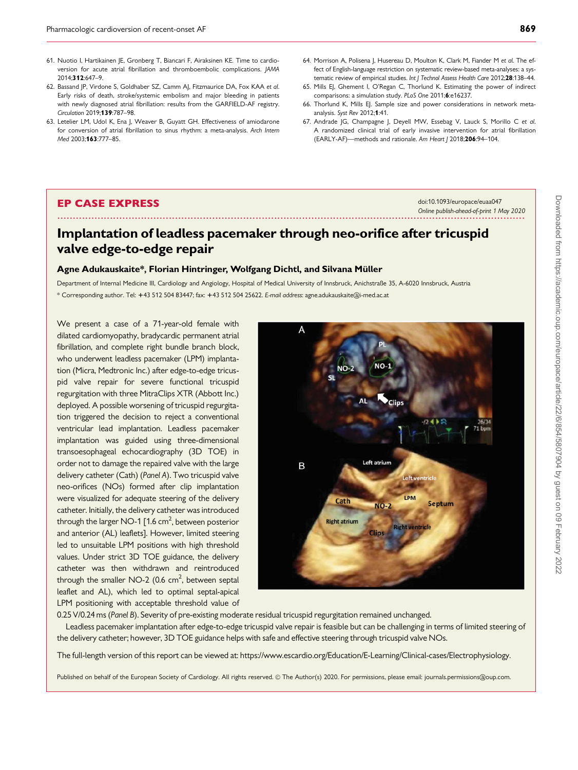61. Nuotio I, Hartikainen JE, Gronberg T, Biancari F, Airaksinen KE. Time to cardioversion for acute atrial fibrillation and thromboembolic complications. *JAMA* 2014;**312**:647–9.
62. Bassand JP, Virdone S, Goldhaber SZ, Camm AJ, Fitzmaurice DA, Fox KAA *et al.* Early risks of death, stroke/systemic embolism and major bleeding in patients with newly diagnosed atrial fibrillation: results from the GARFIELD-AF registry. *Circulation* 2019;**139**:787–98.
63. Letelier LM, Udol K, Ena J, Weaver B, Guyatt GH. Effectiveness of amiodarone for conversion of atrial fibrillation to sinus rhythm: a meta-analysis. *Arch Intern Med* 2003;**163**:777–85.
64. Morrison A, Polisena J, Husereau D, Moulton K, Clark M, Fiander M *et al.* The effect of English-language restriction on systematic review-based meta-analyses: a systematic review of empirical studies. *Int J Technol Assess Health Care* 2012;**28**:138–44.
65. Mills EJ, Ghement I, O'Regan C, Thorlund K. Estimating the power of indirect comparisons: a simulation study. *PLoS One* 2011;**6**:e16237.
66. Thorlund K, Mills EJ. Sample size and power considerations in network meta-analysis. *Syst Rev* 2012;**1**:41.
67. Andrade JG, Champagne J, Deyell MW, Essebag V, Lauck S, Morillo C *et al.* A randomized clinical trial of early invasive intervention for atrial fibrillation (EARLY-AF)—methods and rationale. *Am Heart J* 2018;**206**:94–104.

**EP CASE EXPRESS**

doi:10.1093/europace/euaa047
*Online publish-ahead-of-print 1 May 2020*

# Implantation of leadless pacemaker through neo-orifice after tricuspid valve edge-to-edge repair

**Agne Adukauskaite\*, Florian Hintringer, Wolfgang Dichtl, and Silvana Müller**

Department of Internal Medicine III, Cardiology and Angiology, Hospital of Medical University of Innsbruck, Anichstraße 35, A-6020 Innsbruck, Austria

\* Corresponding author. Tel: +43 512 504 83447; fax: +43 512 504 25622. *E-mail address:* agne.adukauskaite@i-med.ac.at

We present a case of a 71-year-old female with dilated cardiomyopathy, bradycardic permanent atrial fibrillation, and complete right bundle branch block, who underwent leadless pacemaker (LPM) implantation (Micra, Medtronic Inc.) after edge-to-edge tricuspid valve repair for severe functional tricuspid regurgitation with three MitraClips XTR (Abbott Inc.) deployed. A possible worsening of tricuspid regurgitation triggered the decision to reject a conventional ventricular lead implantation. Leadless pacemaker implantation was guided using three-dimensional transoesophageal echocardiography (3D TOE) in order not to damage the repaired valve with the large delivery catheter (Cath) (*Panel A*). Two tricuspid valve neo-orifices (NOs) formed after clip implantation were visualized for adequate steering of the delivery catheter. Initially, the delivery catheter was introduced through the larger NO-1 [1.6 cm$^2$, between posterior (PL) and anterior (AL) leaflets]. However, limited steering led to unsuitable LPM positions with high threshold values. Under strict 3D TOE guidance, the delivery catheter was then withdrawn and reintroduced through the smaller NO-2 (0.6 cm$^2$, between septal leaflet and AL), which led to optimal septal-apical LPM positioning with acceptable threshold value of 0.25 V/0.24 ms (*Panel B*). Severity of pre-existing moderate residual tricuspid regurgitation remained unchanged.

A
PL
NO-2
NO-1
SL
AL
Clips
26/34
71 bpm

B
Left atrium
Left ventricle
Cath
LPM
NO-2
Septum
Right atrium
Right ventricle
Clips

Leadless pacemaker implantation after edge-to-edge tricuspid valve repair is feasible but can be challenging in terms of limited steering of the delivery catheter; however, 3D TOE guidance helps with safe and effective steering through tricuspid valve NOs.

The full-length version of this report can be viewed at: https://www.escardio.org/Education/E-Learning/Clinical-cases/Electrophysiology.

Published on behalf of the European Society of Cardiology. All rights reserved. © The Author(s) 2020. For permissions, please email: journals.permissions@oup.com.